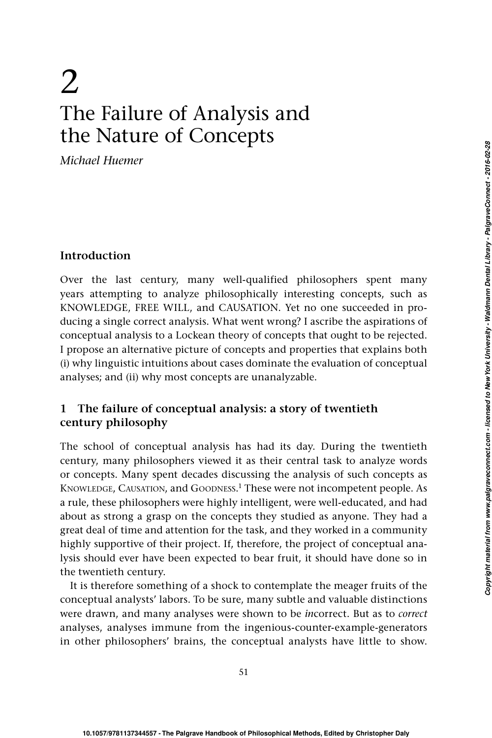# 2

# The Failure of Analysis and the Nature of Concepts

*Michael Huemer*

## Introduction

Over the last century, many well-qualified philosophers spent many years attempting to analyze philosophically interesting concepts, such as KNOWLEDGE, FREE WILL, and CAUSATION. Yet no one succeeded in producing a single correct analysis. What went wrong? I ascribe the aspirations of conceptual analysis to a Lockean theory of concepts that ought to be rejected. I propose an alternative picture of concepts and properties that explains both (i) why linguistic intuitions about cases dominate the evaluation of conceptual analyses; and (ii) why most concepts are unanalyzable.

## 1 The failure of conceptual analysis: a story of twentieth century philosophy

The school of conceptual analysis has had its day. During the twentieth century, many philosophers viewed it as their central task to analyze words or concepts. Many spent decades discussing the analysis of such concepts as KNOWLEDGE, CAUSATION, and GOODNESS.[1] These were not incompetent people. As a rule, these philosophers were highly intelligent, were well-educated, and had about as strong a grasp on the concepts they studied as anyone. They had a great deal of time and attention for the task, and they worked in a community highly supportive of their project. If, therefore, the project of conceptual analysis should ever have been expected to bear fruit, it should have done so in the twentieth century.

It is therefore something of a shock to contemplate the meager fruits of the conceptual analysts' labors. To be sure, many subtle and valuable distinctions were drawn, and many analyses were shown to be *in*correct. But as to *correct* analyses, analyses immune from the ingenious-counter-example-generators in other philosophers' brains, the conceptual analysts have little to show.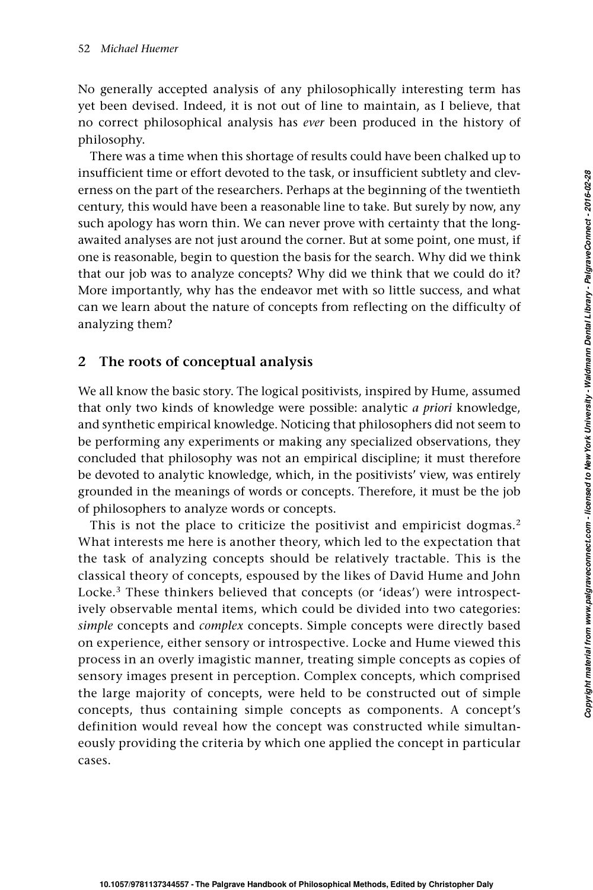No generally accepted analysis of any philosophically interesting term has yet been devised. Indeed, it is not out of line to maintain, as I believe, that no correct philosophical analysis has *ever* been produced in the history of philosophy.

There was a time when this shortage of results could have been chalked up to insufficient time or effort devoted to the task, or insufficient subtlety and cleverness on the part of the researchers. Perhaps at the beginning of the twentieth century, this would have been a reasonable line to take. But surely by now, any such apology has worn thin. We can never prove with certainty that the long-awaited analyses are not just around the corner. But at some point, one must, if one is reasonable, begin to question the basis for the search. Why did we think that our job was to analyze concepts? Why did we think that we could do it? More importantly, why has the endeavor met with so little success, and what can we learn about the nature of concepts from reflecting on the difficulty of analyzing them?

## 2 The roots of conceptual analysis

We all know the basic story. The logical positivists, inspired by Hume, assumed that only two kinds of knowledge were possible: analytic *a priori* knowledge, and synthetic empirical knowledge. Noticing that philosophers did not seem to be performing any experiments or making any specialized observations, they concluded that philosophy was not an empirical discipline; it must therefore be devoted to analytic knowledge, which, in the positivists' view, was entirely grounded in the meanings of words or concepts. Therefore, it must be the job of philosophers to analyze words or concepts.

This is not the place to criticize the positivist and empiricist dogmas.[2] What interests me here is another theory, which led to the expectation that the task of analyzing concepts should be relatively tractable. This is the classical theory of concepts, espoused by the likes of David Hume and John Locke.[3] These thinkers believed that concepts (or 'ideas') were introspectively observable mental items, which could be divided into two categories: *simple* concepts and *complex* concepts. Simple concepts were directly based on experience, either sensory or introspective. Locke and Hume viewed this process in an overly imagistic manner, treating simple concepts as copies of sensory images present in perception. Complex concepts, which comprised the large majority of concepts, were held to be constructed out of simple concepts, thus containing simple concepts as components. A concept's definition would reveal how the concept was constructed while simultaneously providing the criteria by which one applied the concept in particular cases.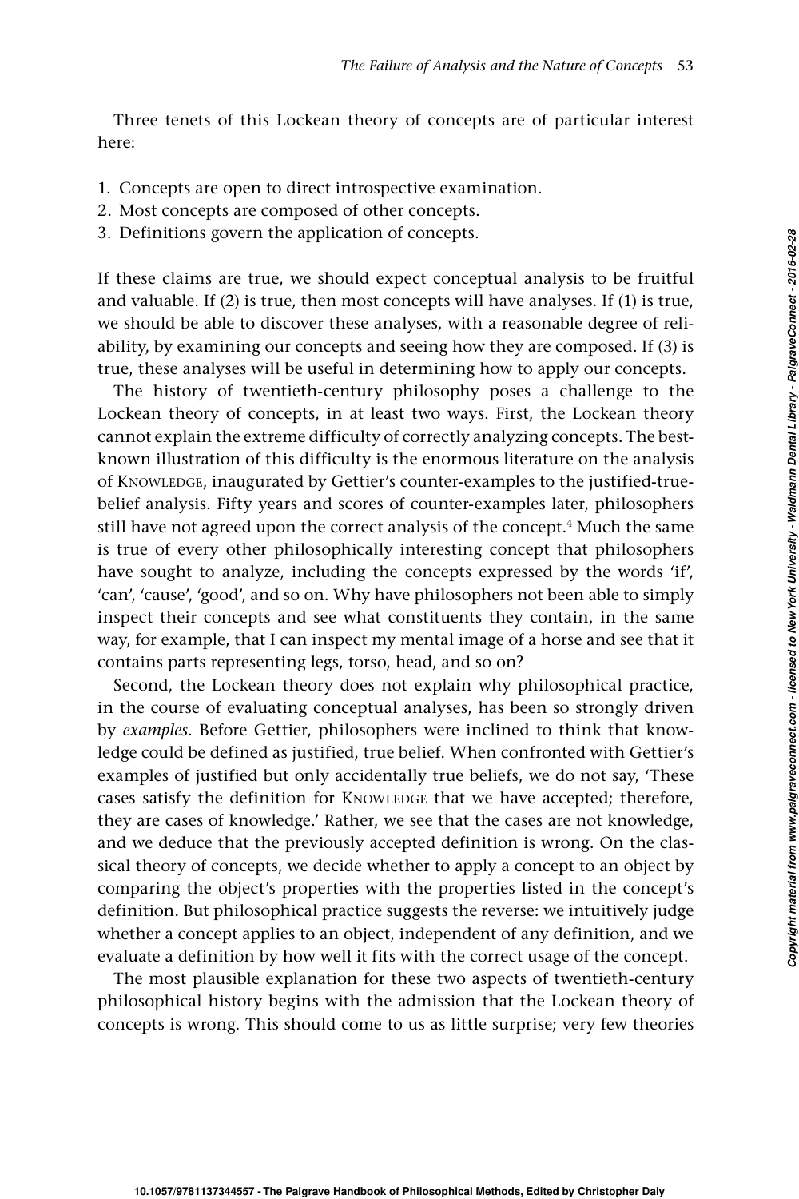Three tenets of this Lockean theory of concepts are of particular interest here:

1. Concepts are open to direct introspective examination.
2. Most concepts are composed of other concepts.
3. Definitions govern the application of concepts.

If these claims are true, we should expect conceptual analysis to be fruitful and valuable. If (2) is true, then most concepts will have analyses. If (1) is true, we should be able to discover these analyses, with a reasonable degree of reliability, by examining our concepts and seeing how they are composed. If (3) is true, these analyses will be useful in determining how to apply our concepts.

The history of twentieth-century philosophy poses a challenge to the Lockean theory of concepts, in at least two ways. First, the Lockean theory cannot explain the extreme difficulty of correctly analyzing concepts. The best-known illustration of this difficulty is the enormous literature on the analysis of KNOWLEDGE, inaugurated by Gettier's counter-examples to the justified-true-belief analysis. Fifty years and scores of counter-examples later, philosophers still have not agreed upon the correct analysis of the concept.[4] Much the same is true of every other philosophically interesting concept that philosophers have sought to analyze, including the concepts expressed by the words 'if', 'can', 'cause', 'good', and so on. Why have philosophers not been able to simply inspect their concepts and see what constituents they contain, in the same way, for example, that I can inspect my mental image of a horse and see that it contains parts representing legs, torso, head, and so on?

Second, the Lockean theory does not explain why philosophical practice, in the course of evaluating conceptual analyses, has been so strongly driven by *examples*. Before Gettier, philosophers were inclined to think that knowledge could be defined as justified, true belief. When confronted with Gettier's examples of justified but only accidentally true beliefs, we do not say, 'These cases satisfy the definition for KNOWLEDGE that we have accepted; therefore, they are cases of knowledge.' Rather, we see that the cases are not knowledge, and we deduce that the previously accepted definition is wrong. On the classical theory of concepts, we decide whether to apply a concept to an object by comparing the object's properties with the properties listed in the concept's definition. But philosophical practice suggests the reverse: we intuitively judge whether a concept applies to an object, independent of any definition, and we evaluate a definition by how well it fits with the correct usage of the concept.

The most plausible explanation for these two aspects of twentieth-century philosophical history begins with the admission that the Lockean theory of concepts is wrong. This should come to us as little surprise; very few theories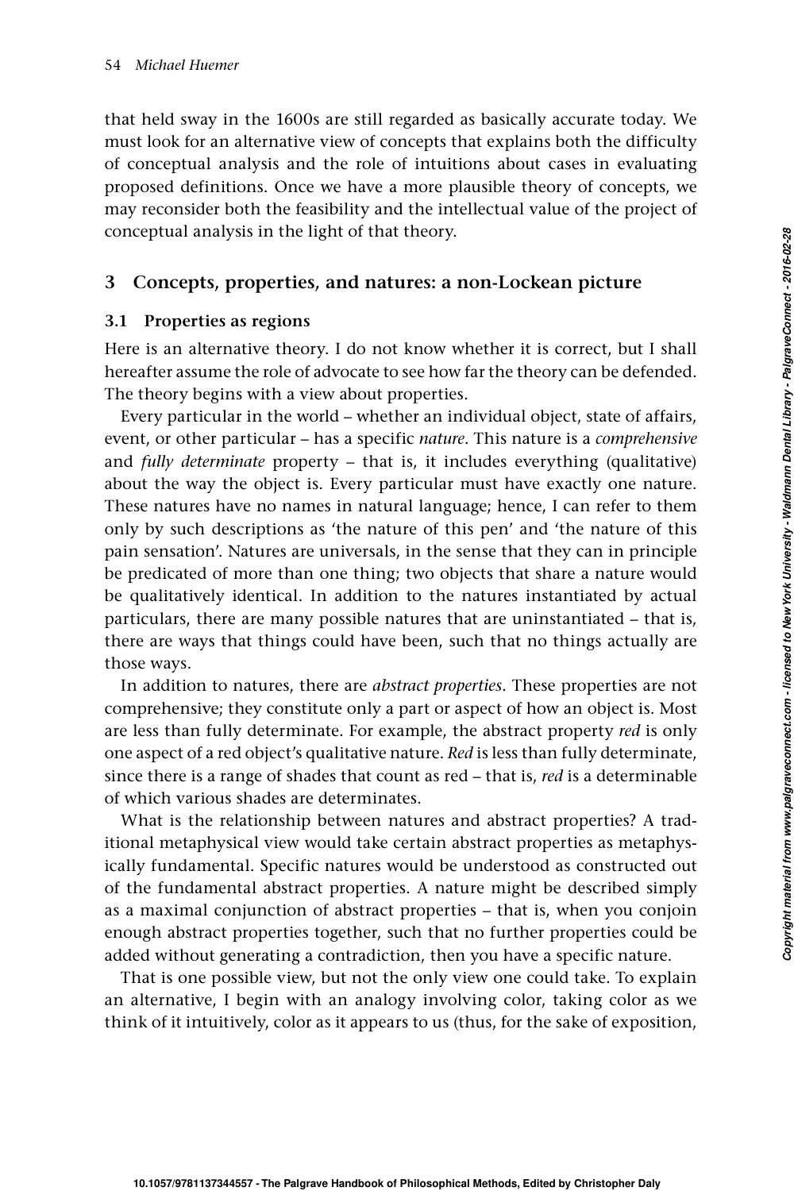that held sway in the 1600s are still regarded as basically accurate today. We must look for an alternative view of concepts that explains both the difficulty of conceptual analysis and the role of intuitions about cases in evaluating proposed definitions. Once we have a more plausible theory of concepts, we may reconsider both the feasibility and the intellectual value of the project of conceptual analysis in the light of that theory.

## 3 Concepts, properties, and natures: a non-Lockean picture

### 3.1 Properties as regions

Here is an alternative theory. I do not know whether it is correct, but I shall hereafter assume the role of advocate to see how far the theory can be defended. The theory begins with a view about properties.

Every particular in the world – whether an individual object, state of affairs, event, or other particular – has a specific *nature*. This nature is a *comprehensive* and *fully determinate* property – that is, it includes everything (qualitative) about the way the object is. Every particular must have exactly one nature. These natures have no names in natural language; hence, I can refer to them only by such descriptions as 'the nature of this pen' and 'the nature of this pain sensation'. Natures are universals, in the sense that they can in principle be predicated of more than one thing; two objects that share a nature would be qualitatively identical. In addition to the natures instantiated by actual particulars, there are many possible natures that are uninstantiated – that is, there are ways that things could have been, such that no things actually are those ways.

In addition to natures, there are *abstract properties*. These properties are not comprehensive; they constitute only a part or aspect of how an object is. Most are less than fully determinate. For example, the abstract property *red* is only one aspect of a red object's qualitative nature. *Red* is less than fully determinate, since there is a range of shades that count as red – that is, *red* is a determinable of which various shades are determinates.

What is the relationship between natures and abstract properties? A traditional metaphysical view would take certain abstract properties as metaphysically fundamental. Specific natures would be understood as constructed out of the fundamental abstract properties. A nature might be described simply as a maximal conjunction of abstract properties – that is, when you conjoin enough abstract properties together, such that no further properties could be added without generating a contradiction, then you have a specific nature.

That is one possible view, but not the only view one could take. To explain an alternative, I begin with an analogy involving color, taking color as we think of it intuitively, color as it appears to us (thus, for the sake of exposition,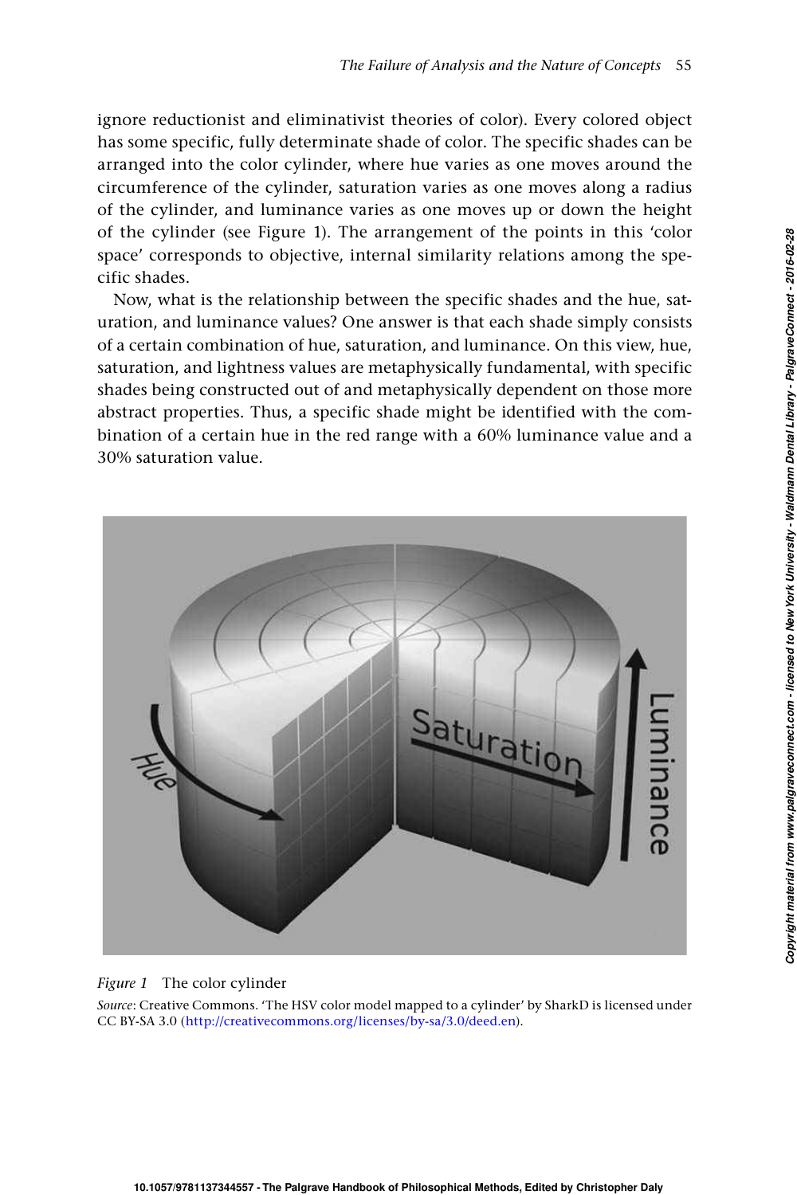ignore reductionist and eliminativist theories of color). Every colored object has some specific, fully determinate shade of color. The specific shades can be arranged into the color cylinder, where hue varies as one moves around the circumference of the cylinder, saturation varies as one moves along a radius of the cylinder, and luminance varies as one moves up or down the height of the cylinder (see Figure 1). The arrangement of the points in this 'color space' corresponds to objective, internal similarity relations among the specific shades.

Now, what is the relationship between the specific shades and the hue, saturation, and luminance values? One answer is that each shade simply consists of a certain combination of hue, saturation, and luminance. On this view, hue, saturation, and lightness values are metaphysically fundamental, with specific shades being constructed out of and metaphysically dependent on those more abstract properties. Thus, a specific shade might be identified with the combination of a certain hue in the red range with a 60% luminance value and a 30% saturation value.

*Figure 1* The color cylinder

*Source*: Creative Commons. 'The HSV color model mapped to a cylinder' by SharkD is licensed under CC BY-SA 3.0 (http://creativecommons.org/licenses/by-sa/3.0/deed.en).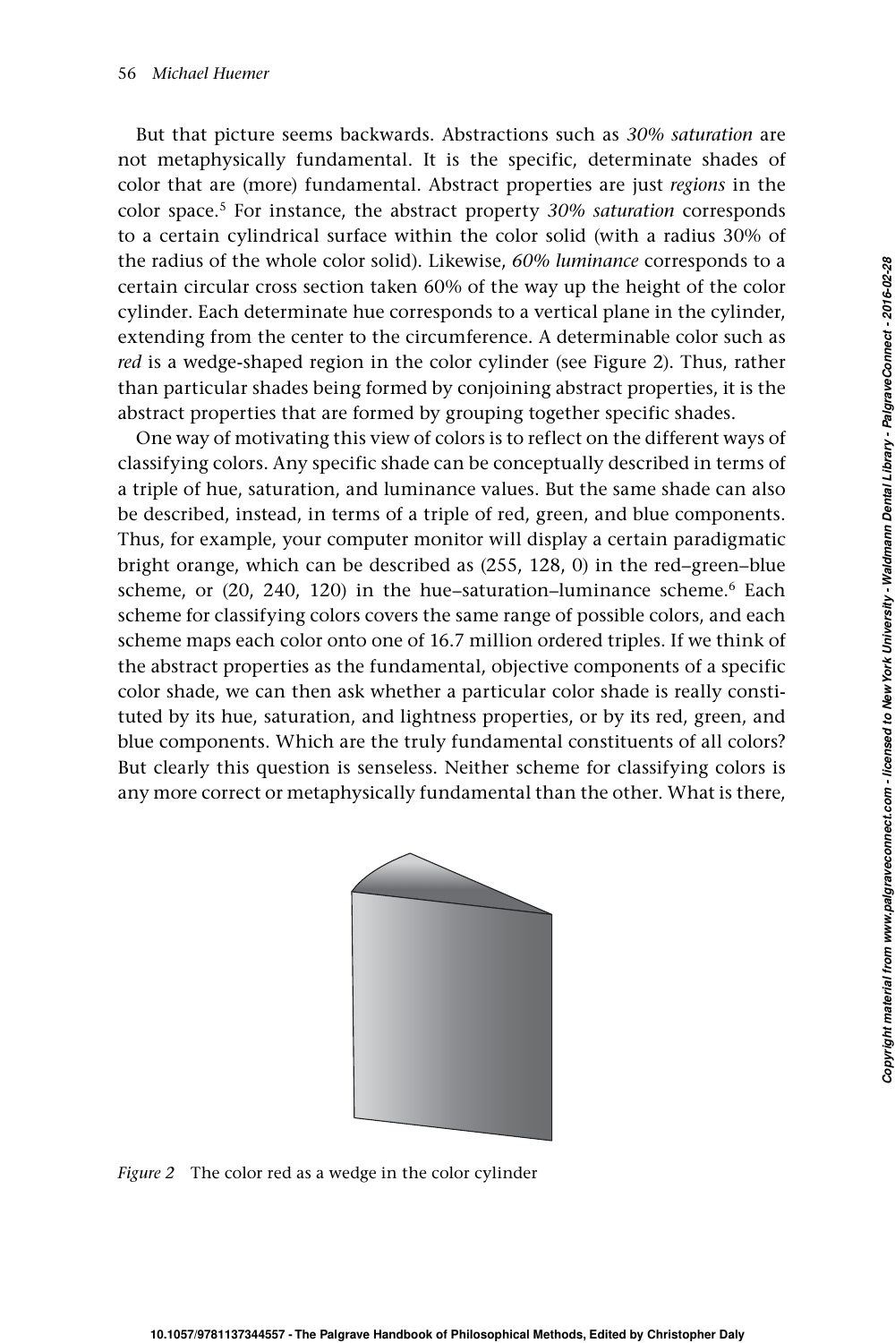But that picture seems backwards. Abstractions such as *30% saturation* are not metaphysically fundamental. It is the specific, determinate shades of color that are (more) fundamental. Abstract properties are just *regions* in the color space.[5] For instance, the abstract property *30% saturation* corresponds to a certain cylindrical surface within the color solid (with a radius 30% of the radius of the whole color solid). Likewise, *60% luminance* corresponds to a certain circular cross section taken 60% of the way up the height of the color cylinder. Each determinate hue corresponds to a vertical plane in the cylinder, extending from the center to the circumference. A determinable color such as *red* is a wedge-shaped region in the color cylinder (see Figure 2). Thus, rather than particular shades being formed by conjoining abstract properties, it is the abstract properties that are formed by grouping together specific shades.

One way of motivating this view of colors is to reflect on the different ways of classifying colors. Any specific shade can be conceptually described in terms of a triple of hue, saturation, and luminance values. But the same shade can also be described, instead, in terms of a triple of red, green, and blue components. Thus, for example, your computer monitor will display a certain paradigmatic bright orange, which can be described as (255, 128, 0) in the red–green–blue scheme, or (20, 240, 120) in the hue–saturation–luminance scheme.[6] Each scheme for classifying colors covers the same range of possible colors, and each scheme maps each color onto one of 16.7 million ordered triples. If we think of the abstract properties as the fundamental, objective components of a specific color shade, we can then ask whether a particular color shade is really constituted by its hue, saturation, and lightness properties, or by its red, green, and blue components. Which are the truly fundamental constituents of all colors? But clearly this question is senseless. Neither scheme for classifying colors is any more correct or metaphysically fundamental than the other. What is there,

*Figure 2* The color red as a wedge in the color cylinder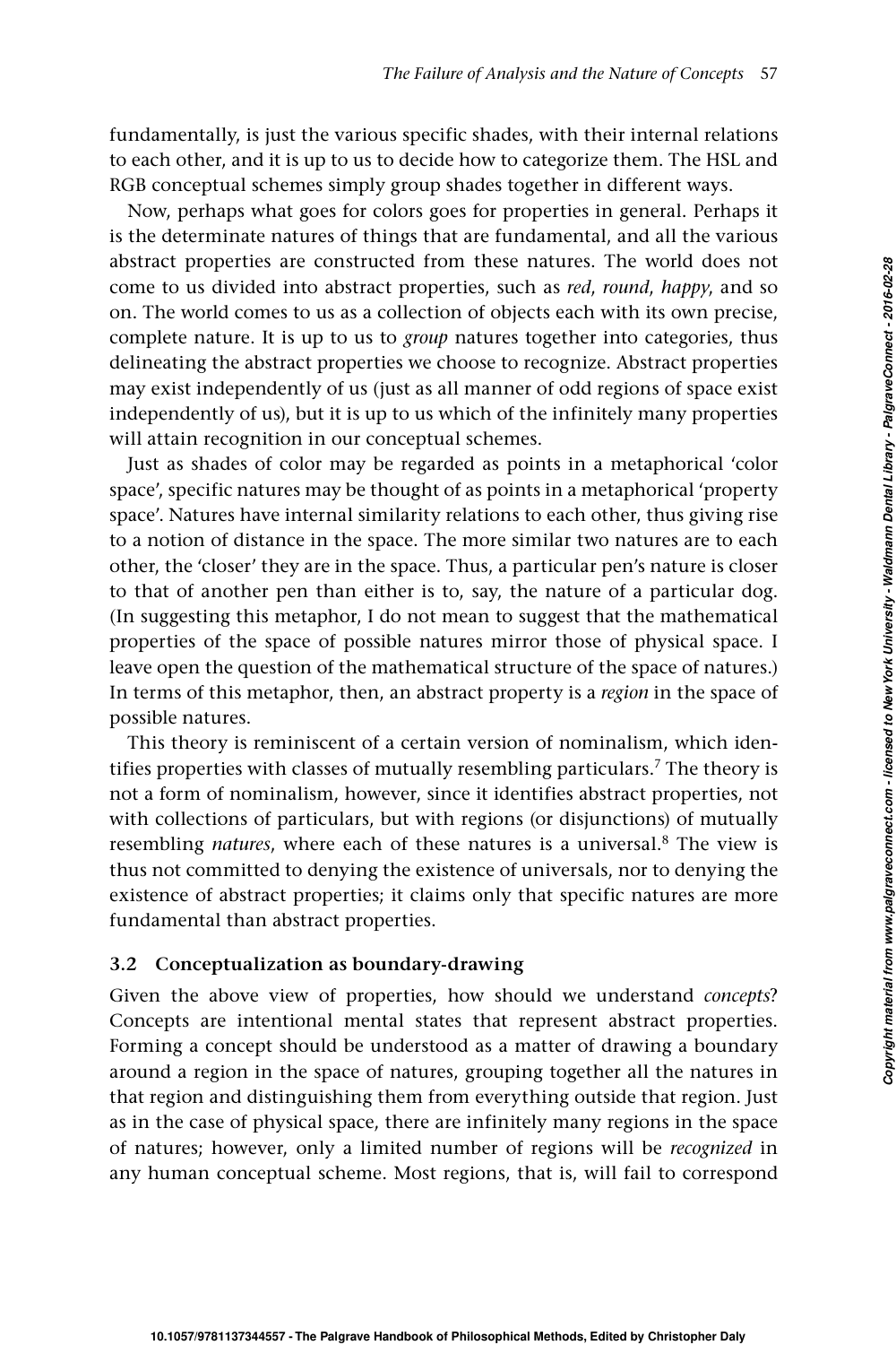fundamentally, is just the various specific shades, with their internal relations to each other, and it is up to us to decide how to categorize them. The HSL and RGB conceptual schemes simply group shades together in different ways.

Now, perhaps what goes for colors goes for properties in general. Perhaps it is the determinate natures of things that are fundamental, and all the various abstract properties are constructed from these natures. The world does not come to us divided into abstract properties, such as *red*, *round*, *happy*, and so on. The world comes to us as a collection of objects each with its own precise, complete nature. It is up to us to *group* natures together into categories, thus delineating the abstract properties we choose to recognize. Abstract properties may exist independently of us (just as all manner of odd regions of space exist independently of us), but it is up to us which of the infinitely many properties will attain recognition in our conceptual schemes.

Just as shades of color may be regarded as points in a metaphorical 'color space', specific natures may be thought of as points in a metaphorical 'property space'. Natures have internal similarity relations to each other, thus giving rise to a notion of distance in the space. The more similar two natures are to each other, the 'closer' they are in the space. Thus, a particular pen's nature is closer to that of another pen than either is to, say, the nature of a particular dog. (In suggesting this metaphor, I do not mean to suggest that the mathematical properties of the space of possible natures mirror those of physical space. I leave open the question of the mathematical structure of the space of natures.) In terms of this metaphor, then, an abstract property is a *region* in the space of possible natures.

This theory is reminiscent of a certain version of nominalism, which identifies properties with classes of mutually resembling particulars.[7] The theory is not a form of nominalism, however, since it identifies abstract properties, not with collections of particulars, but with regions (or disjunctions) of mutually resembling *natures*, where each of these natures is a universal.[8] The view is thus not committed to denying the existence of universals, nor to denying the existence of abstract properties; it claims only that specific natures are more fundamental than abstract properties.

### 3.2 Conceptualization as boundary-drawing

Given the above view of properties, how should we understand *concepts*? Concepts are intentional mental states that represent abstract properties. Forming a concept should be understood as a matter of drawing a boundary around a region in the space of natures, grouping together all the natures in that region and distinguishing them from everything outside that region. Just as in the case of physical space, there are infinitely many regions in the space of natures; however, only a limited number of regions will be *recognized* in any human conceptual scheme. Most regions, that is, will fail to correspond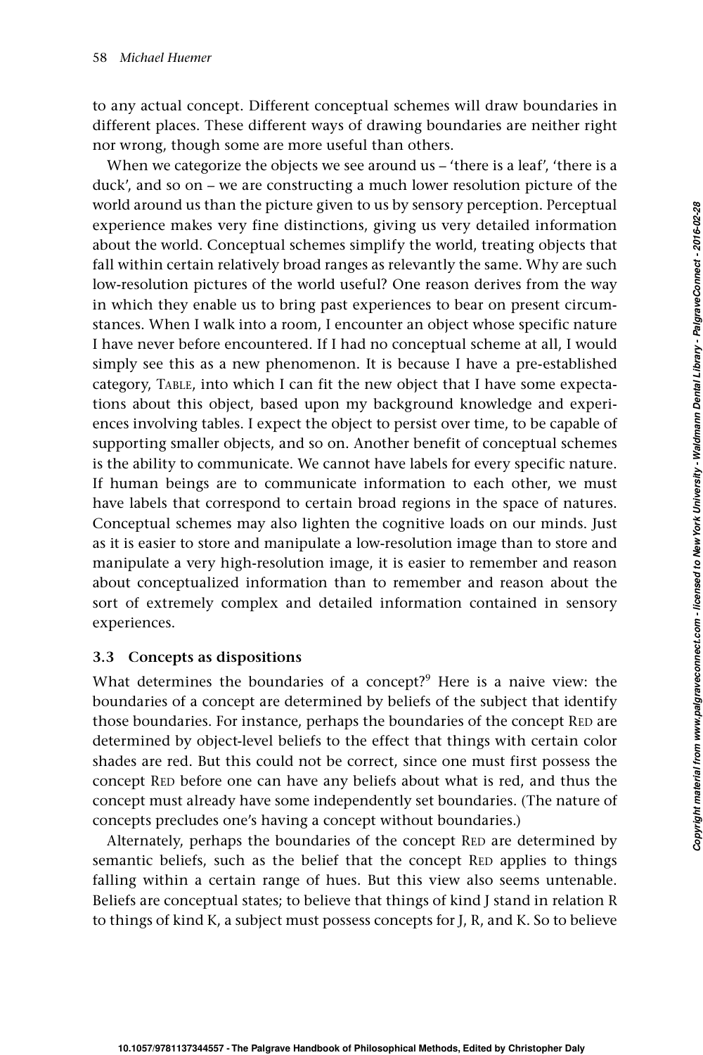to any actual concept. Different conceptual schemes will draw boundaries in different places. These different ways of drawing boundaries are neither right nor wrong, though some are more useful than others.

When we categorize the objects we see around us – 'there is a leaf', 'there is a duck', and so on – we are constructing a much lower resolution picture of the world around us than the picture given to us by sensory perception. Perceptual experience makes very fine distinctions, giving us very detailed information about the world. Conceptual schemes simplify the world, treating objects that fall within certain relatively broad ranges as relevantly the same. Why are such low-resolution pictures of the world useful? One reason derives from the way in which they enable us to bring past experiences to bear on present circumstances. When I walk into a room, I encounter an object whose specific nature I have never before encountered. If I had no conceptual scheme at all, I would simply see this as a new phenomenon. It is because I have a pre-established category, TABLE, into which I can fit the new object that I have some expectations about this object, based upon my background knowledge and experiences involving tables. I expect the object to persist over time, to be capable of supporting smaller objects, and so on. Another benefit of conceptual schemes is the ability to communicate. We cannot have labels for every specific nature. If human beings are to communicate information to each other, we must have labels that correspond to certain broad regions in the space of natures. Conceptual schemes may also lighten the cognitive loads on our minds. Just as it is easier to store and manipulate a low-resolution image than to store and manipulate a very high-resolution image, it is easier to remember and reason about conceptualized information than to remember and reason about the sort of extremely complex and detailed information contained in sensory experiences.

### 3.3 Concepts as dispositions

What determines the boundaries of a concept?[9] Here is a naive view: the boundaries of a concept are determined by beliefs of the subject that identify those boundaries. For instance, perhaps the boundaries of the concept RED are determined by object-level beliefs to the effect that things with certain color shades are red. But this could not be correct, since one must first possess the concept RED before one can have any beliefs about what is red, and thus the concept must already have some independently set boundaries. (The nature of concepts precludes one's having a concept without boundaries.)

Alternately, perhaps the boundaries of the concept RED are determined by semantic beliefs, such as the belief that the concept RED applies to things falling within a certain range of hues. But this view also seems untenable. Beliefs are conceptual states; to believe that things of kind J stand in relation R to things of kind K, a subject must possess concepts for J, R, and K. So to believe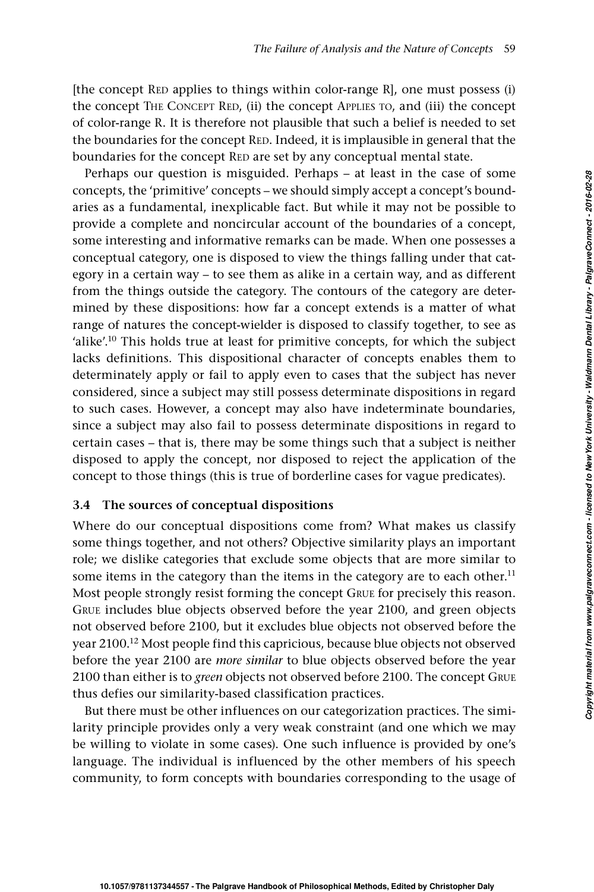[the concept RED applies to things within color-range R], one must possess (i) the concept THE CONCEPT RED, (ii) the concept APPLIES TO, and (iii) the concept of color-range R. It is therefore not plausible that such a belief is needed to set the boundaries for the concept RED. Indeed, it is implausible in general that the boundaries for the concept RED are set by any conceptual mental state.

Perhaps our question is misguided. Perhaps – at least in the case of some concepts, the 'primitive' concepts – we should simply accept a concept's boundaries as a fundamental, inexplicable fact. But while it may not be possible to provide a complete and noncircular account of the boundaries of a concept, some interesting and informative remarks can be made. When one possesses a conceptual category, one is disposed to view the things falling under that category in a certain way – to see them as alike in a certain way, and as different from the things outside the category. The contours of the category are determined by these dispositions: how far a concept extends is a matter of what range of natures the concept-wielder is disposed to classify together, to see as 'alike'.[10] This holds true at least for primitive concepts, for which the subject lacks definitions. This dispositional character of concepts enables them to determinately apply or fail to apply even to cases that the subject has never considered, since a subject may still possess determinate dispositions in regard to such cases. However, a concept may also have indeterminate boundaries, since a subject may also fail to possess determinate dispositions in regard to certain cases – that is, there may be some things such that a subject is neither disposed to apply the concept, nor disposed to reject the application of the concept to those things (this is true of borderline cases for vague predicates).

### 3.4 The sources of conceptual dispositions

Where do our conceptual dispositions come from? What makes us classify some things together, and not others? Objective similarity plays an important role; we dislike categories that exclude some objects that are more similar to some items in the category than the items in the category are to each other.[11] Most people strongly resist forming the concept GRUE for precisely this reason. GRUE includes blue objects observed before the year 2100, and green objects not observed before 2100, but it excludes blue objects not observed before the year 2100.[12] Most people find this capricious, because blue objects not observed before the year 2100 are *more similar* to blue objects observed before the year 2100 than either is to *green* objects not observed before 2100. The concept GRUE thus defies our similarity-based classification practices.

But there must be other influences on our categorization practices. The similarity principle provides only a very weak constraint (and one which we may be willing to violate in some cases). One such influence is provided by one's language. The individual is influenced by the other members of his speech community, to form concepts with boundaries corresponding to the usage of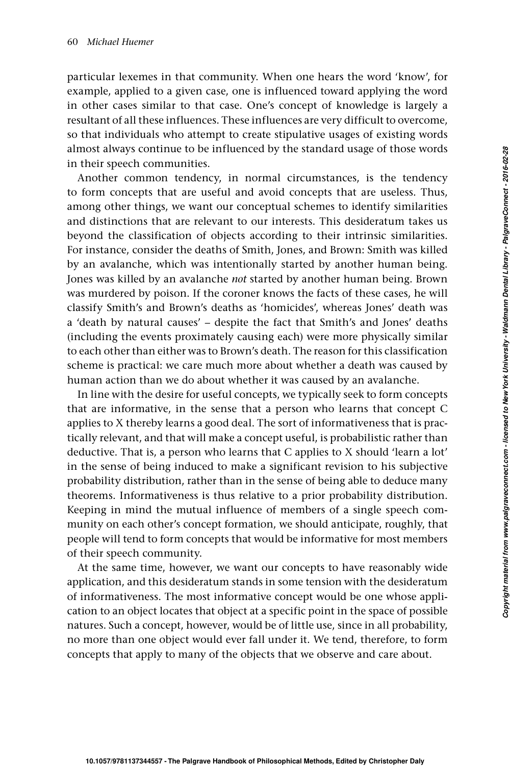particular lexemes in that community. When one hears the word 'know', for example, applied to a given case, one is influenced toward applying the word in other cases similar to that case. One's concept of knowledge is largely a resultant of all these influences. These influences are very difficult to overcome, so that individuals who attempt to create stipulative usages of existing words almost always continue to be influenced by the standard usage of those words in their speech communities.

Another common tendency, in normal circumstances, is the tendency to form concepts that are useful and avoid concepts that are useless. Thus, among other things, we want our conceptual schemes to identify similarities and distinctions that are relevant to our interests. This desideratum takes us beyond the classification of objects according to their intrinsic similarities. For instance, consider the deaths of Smith, Jones, and Brown: Smith was killed by an avalanche, which was intentionally started by another human being. Jones was killed by an avalanche *not* started by another human being. Brown was murdered by poison. If the coroner knows the facts of these cases, he will classify Smith's and Brown's deaths as 'homicides', whereas Jones' death was a 'death by natural causes' – despite the fact that Smith's and Jones' deaths (including the events proximately causing each) were more physically similar to each other than either was to Brown's death. The reason for this classification scheme is practical: we care much more about whether a death was caused by human action than we do about whether it was caused by an avalanche.

In line with the desire for useful concepts, we typically seek to form concepts that are informative, in the sense that a person who learns that concept C applies to X thereby learns a good deal. The sort of informativeness that is practically relevant, and that will make a concept useful, is probabilistic rather than deductive. That is, a person who learns that C applies to X should 'learn a lot' in the sense of being induced to make a significant revision to his subjective probability distribution, rather than in the sense of being able to deduce many theorems. Informativeness is thus relative to a prior probability distribution. Keeping in mind the mutual influence of members of a single speech community on each other's concept formation, we should anticipate, roughly, that people will tend to form concepts that would be informative for most members of their speech community.

At the same time, however, we want our concepts to have reasonably wide application, and this desideratum stands in some tension with the desideratum of informativeness. The most informative concept would be one whose application to an object locates that object at a specific point in the space of possible natures. Such a concept, however, would be of little use, since in all probability, no more than one object would ever fall under it. We tend, therefore, to form concepts that apply to many of the objects that we observe and care about.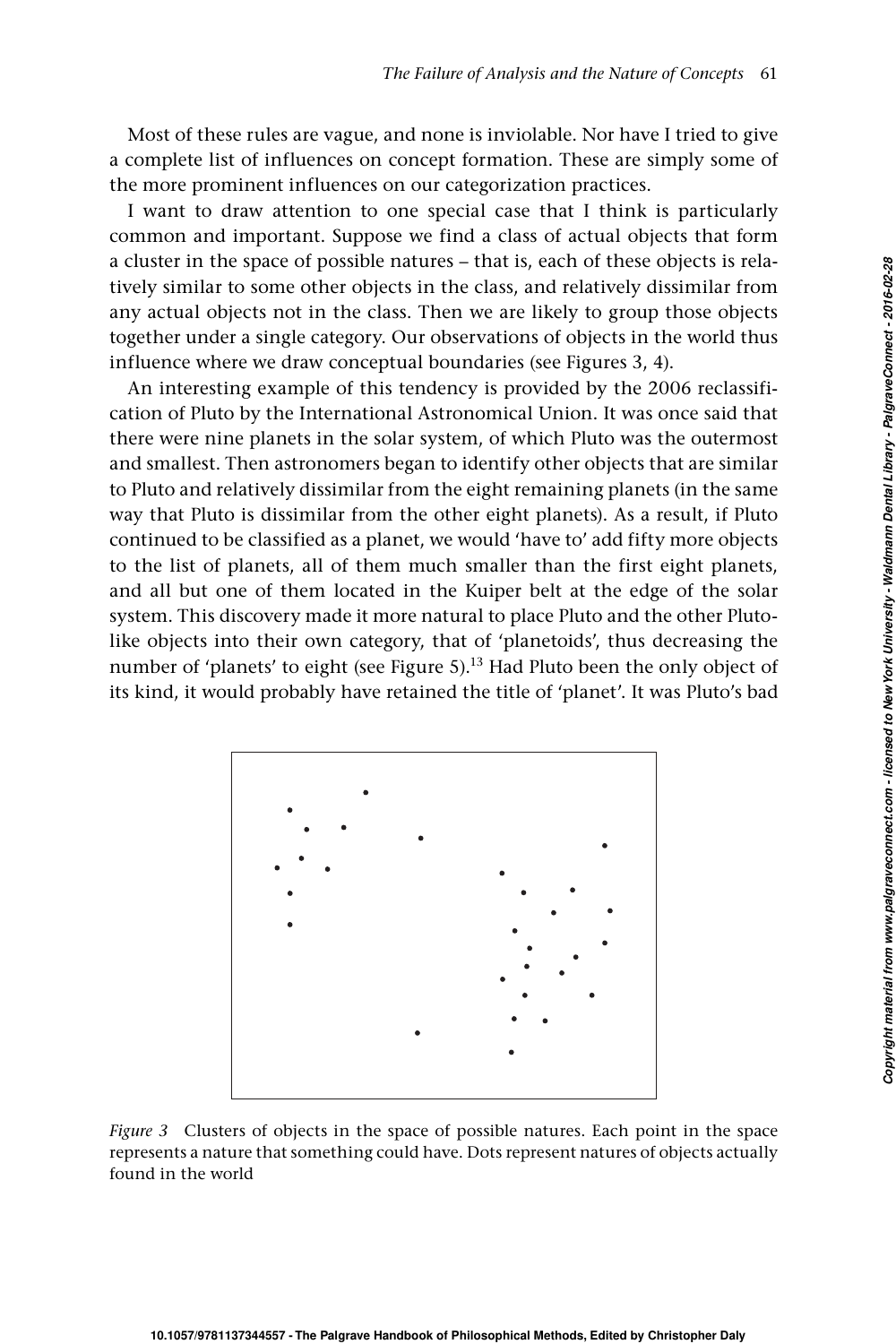Most of these rules are vague, and none is inviolable. Nor have I tried to give a complete list of influences on concept formation. These are simply some of the more prominent influences on our categorization practices.

I want to draw attention to one special case that I think is particularly common and important. Suppose we find a class of actual objects that form a cluster in the space of possible natures – that is, each of these objects is relatively similar to some other objects in the class, and relatively dissimilar from any actual objects not in the class. Then we are likely to group those objects together under a single category. Our observations of objects in the world thus influence where we draw conceptual boundaries (see Figures 3, 4).

An interesting example of this tendency is provided by the 2006 reclassification of Pluto by the International Astronomical Union. It was once said that there were nine planets in the solar system, of which Pluto was the outermost and smallest. Then astronomers began to identify other objects that are similar to Pluto and relatively dissimilar from the eight remaining planets (in the same way that Pluto is dissimilar from the other eight planets). As a result, if Pluto continued to be classified as a planet, we would 'have to' add fifty more objects to the list of planets, all of them much smaller than the first eight planets, and all but one of them located in the Kuiper belt at the edge of the solar system. This discovery made it more natural to place Pluto and the other Pluto-like objects into their own category, that of 'planetoids', thus decreasing the number of 'planets' to eight (see Figure 5).[13] Had Pluto been the only object of its kind, it would probably have retained the title of 'planet'. It was Pluto's bad

*Figure 3* Clusters of objects in the space of possible natures. Each point in the space represents a nature that something could have. Dots represent natures of objects actually found in the world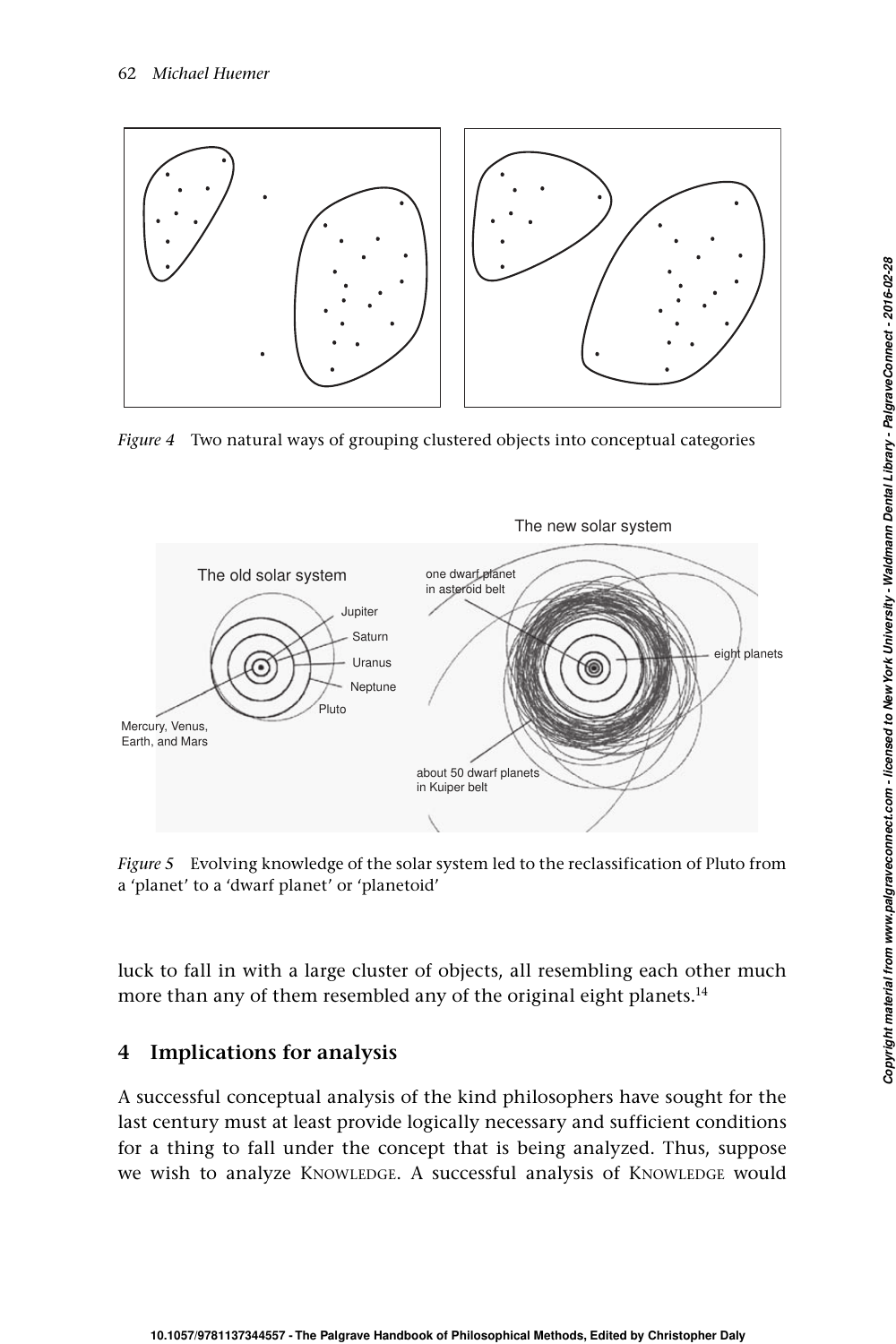*Figure 4* Two natural ways of grouping clustered objects into conceptual categories

*Figure 5* Evolving knowledge of the solar system led to the reclassification of Pluto from a 'planet' to a 'dwarf planet' or 'planetoid'

luck to fall in with a large cluster of objects, all resembling each other much more than any of them resembled any of the original eight planets.[14]

## 4 Implications for analysis

A successful conceptual analysis of the kind philosophers have sought for the last century must at least provide logically necessary and sufficient conditions for a thing to fall under the concept that is being analyzed. Thus, suppose we wish to analyze KNOWLEDGE. A successful analysis of KNOWLEDGE would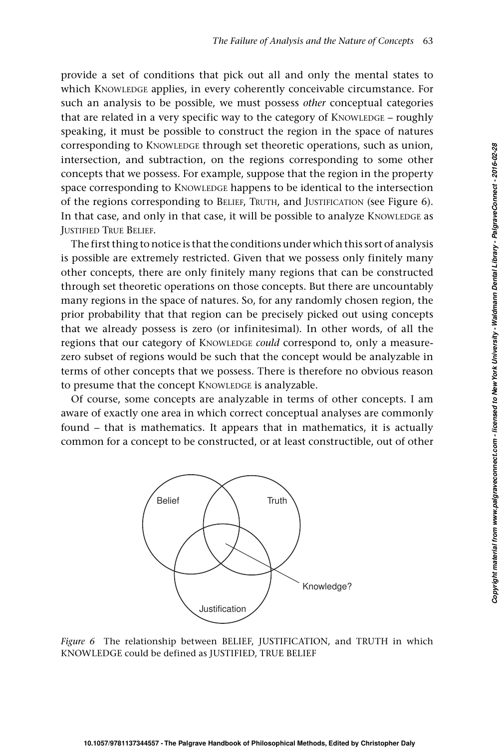provide a set of conditions that pick out all and only the mental states to which KNOWLEDGE applies, in every coherently conceivable circumstance. For such an analysis to be possible, we must possess *other* conceptual categories that are related in a very specific way to the category of KNOWLEDGE – roughly speaking, it must be possible to construct the region in the space of natures corresponding to KNOWLEDGE through set theoretic operations, such as union, intersection, and subtraction, on the regions corresponding to some other concepts that we possess. For example, suppose that the region in the property space corresponding to KNOWLEDGE happens to be identical to the intersection of the regions corresponding to BELIEF, TRUTH, and JUSTIFICATION (see Figure 6). In that case, and only in that case, it will be possible to analyze KNOWLEDGE as JUSTIFIED TRUE BELIEF.

The first thing to notice is that the conditions under which this sort of analysis is possible are extremely restricted. Given that we possess only finitely many other concepts, there are only finitely many regions that can be constructed through set theoretic operations on those concepts. But there are uncountably many regions in the space of natures. So, for any randomly chosen region, the prior probability that that region can be precisely picked out using concepts that we already possess is zero (or infinitesimal). In other words, of all the regions that our category of KNOWLEDGE *could* correspond to, only a measure-zero subset of regions would be such that the concept would be analyzable in terms of other concepts that we possess. There is therefore no obvious reason to presume that the concept KNOWLEDGE is analyzable.

Of course, some concepts are analyzable in terms of other concepts. I am aware of exactly one area in which correct conceptual analyses are commonly found – that is mathematics. It appears that in mathematics, it is actually common for a concept to be constructed, or at least constructible, out of other

*Figure 6* The relationship between BELIEF, JUSTIFICATION, and TRUTH in which KNOWLEDGE could be defined as JUSTIFIED, TRUE BELIEF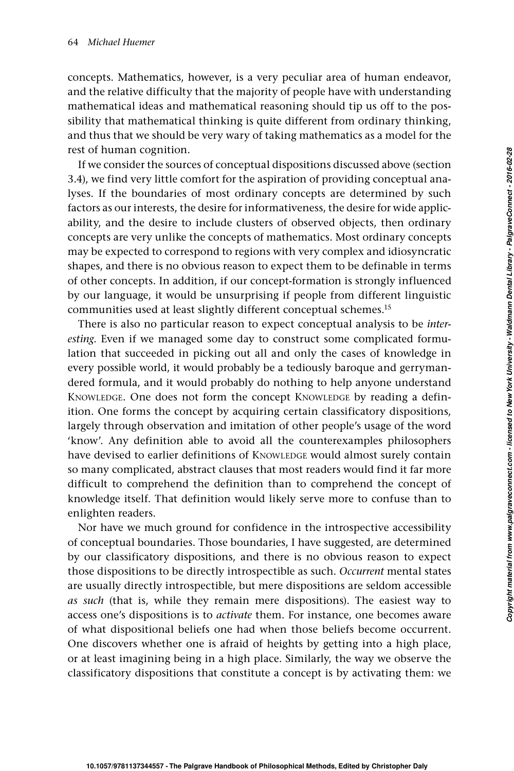concepts. Mathematics, however, is a very peculiar area of human endeavor, and the relative difficulty that the majority of people have with understanding mathematical ideas and mathematical reasoning should tip us off to the possibility that mathematical thinking is quite different from ordinary thinking, and thus that we should be very wary of taking mathematics as a model for the rest of human cognition.

If we consider the sources of conceptual dispositions discussed above (section 3.4), we find very little comfort for the aspiration of providing conceptual analyses. If the boundaries of most ordinary concepts are determined by such factors as our interests, the desire for informativeness, the desire for wide applicability, and the desire to include clusters of observed objects, then ordinary concepts are very unlike the concepts of mathematics. Most ordinary concepts may be expected to correspond to regions with very complex and idiosyncratic shapes, and there is no obvious reason to expect them to be definable in terms of other concepts. In addition, if our concept-formation is strongly influenced by our language, it would be unsurprising if people from different linguistic communities used at least slightly different conceptual schemes.[15]

There is also no particular reason to expect conceptual analysis to be *interesting*. Even if we managed some day to construct some complicated formulation that succeeded in picking out all and only the cases of knowledge in every possible world, it would probably be a tediously baroque and gerrymandered formula, and it would probably do nothing to help anyone understand KNOWLEDGE. One does not form the concept KNOWLEDGE by reading a definition. One forms the concept by acquiring certain classificatory dispositions, largely through observation and imitation of other people's usage of the word 'know'. Any definition able to avoid all the counterexamples philosophers have devised to earlier definitions of KNOWLEDGE would almost surely contain so many complicated, abstract clauses that most readers would find it far more difficult to comprehend the definition than to comprehend the concept of knowledge itself. That definition would likely serve more to confuse than to enlighten readers.

Nor have we much ground for confidence in the introspective accessibility of conceptual boundaries. Those boundaries, I have suggested, are determined by our classificatory dispositions, and there is no obvious reason to expect those dispositions to be directly introspectible as such. *Occurrent* mental states are usually directly introspectible, but mere dispositions are seldom accessible *as such* (that is, while they remain mere dispositions). The easiest way to access one's dispositions is to *activate* them. For instance, one becomes aware of what dispositional beliefs one had when those beliefs become occurrent. One discovers whether one is afraid of heights by getting into a high place, or at least imagining being in a high place. Similarly, the way we observe the classificatory dispositions that constitute a concept is by activating them: we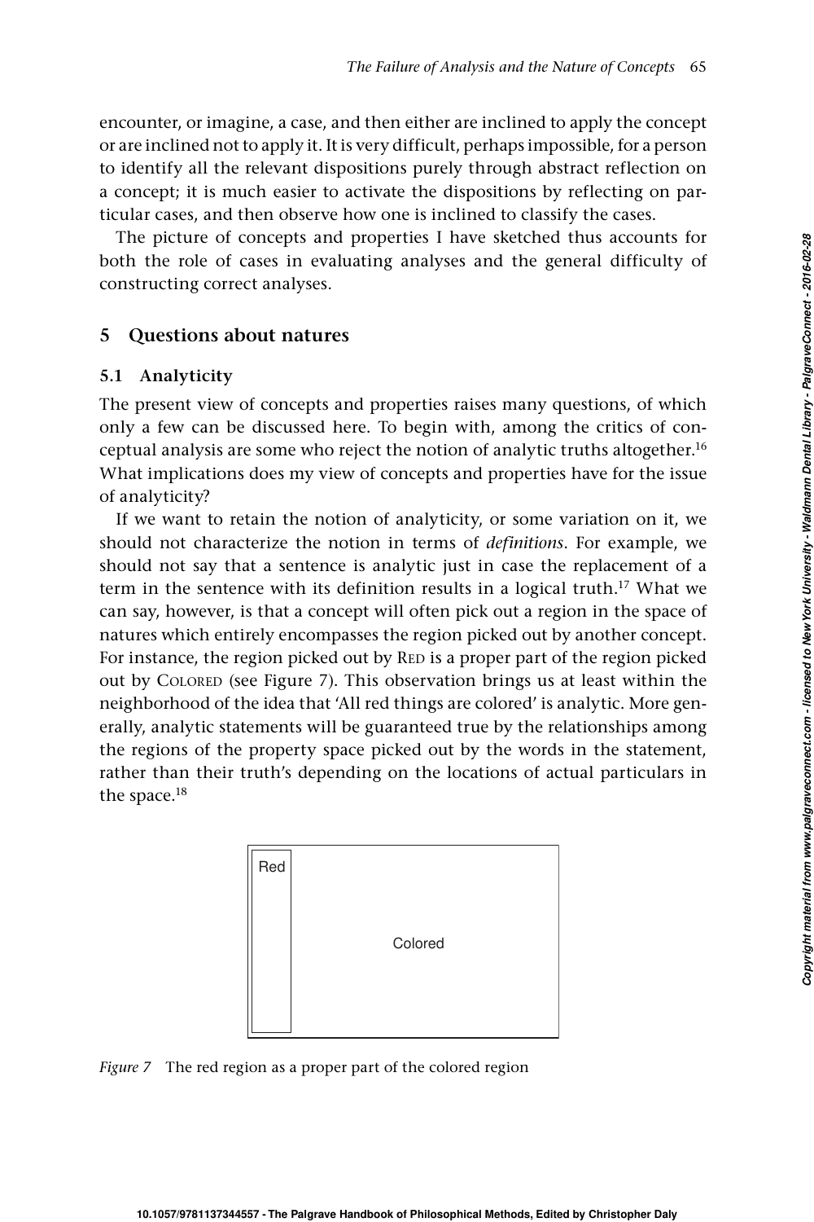encounter, or imagine, a case, and then either are inclined to apply the concept or are inclined not to apply it. It is very difficult, perhaps impossible, for a person to identify all the relevant dispositions purely through abstract reflection on a concept; it is much easier to activate the dispositions by reflecting on particular cases, and then observe how one is inclined to classify the cases.

The picture of concepts and properties I have sketched thus accounts for both the role of cases in evaluating analyses and the general difficulty of constructing correct analyses.

## 5 Questions about natures

### 5.1 Analyticity

The present view of concepts and properties raises many questions, of which only a few can be discussed here. To begin with, among the critics of conceptual analysis are some who reject the notion of analytic truths altogether.[16] What implications does my view of concepts and properties have for the issue of analyticity?

If we want to retain the notion of analyticity, or some variation on it, we should not characterize the notion in terms of *definitions*. For example, we should not say that a sentence is analytic just in case the replacement of a term in the sentence with its definition results in a logical truth.[17] What we can say, however, is that a concept will often pick out a region in the space of natures which entirely encompasses the region picked out by another concept. For instance, the region picked out by RED is a proper part of the region picked out by COLORED (see Figure 7). This observation brings us at least within the neighborhood of the idea that 'All red things are colored' is analytic. More generally, analytic statements will be guaranteed true by the relationships among the regions of the property space picked out by the words in the statement, rather than their truth's depending on the locations of actual particulars in the space.[18]

Red

Colored

*Figure 7* The red region as a proper part of the colored region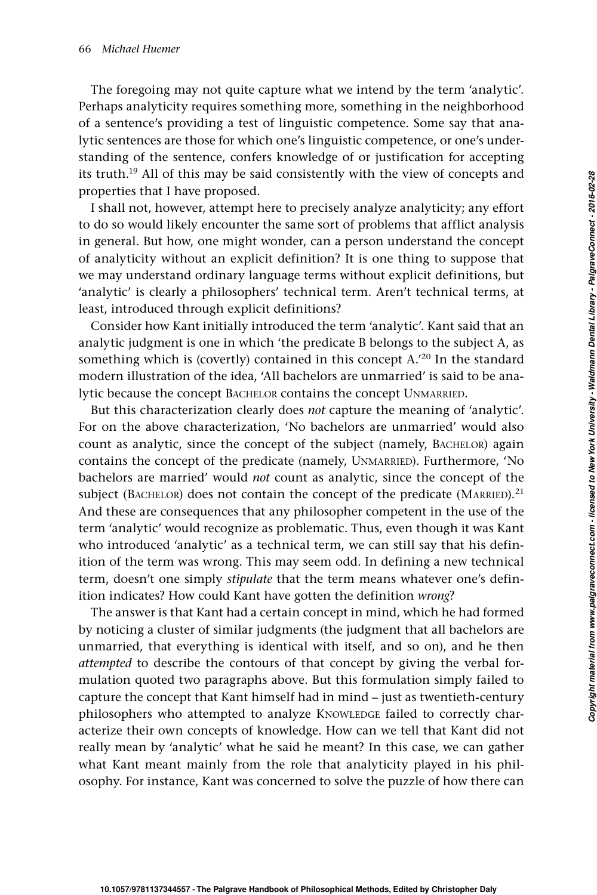The foregoing may not quite capture what we intend by the term 'analytic'. Perhaps analyticity requires something more, something in the neighborhood of a sentence's providing a test of linguistic competence. Some say that analytic sentences are those for which one's linguistic competence, or one's understanding of the sentence, confers knowledge of or justification for accepting its truth.[19] All of this may be said consistently with the view of concepts and properties that I have proposed.

I shall not, however, attempt here to precisely analyze analyticity; any effort to do so would likely encounter the same sort of problems that afflict analysis in general. But how, one might wonder, can a person understand the concept of analyticity without an explicit definition? It is one thing to suppose that we may understand ordinary language terms without explicit definitions, but 'analytic' is clearly a philosophers' technical term. Aren't technical terms, at least, introduced through explicit definitions?

Consider how Kant initially introduced the term 'analytic'. Kant said that an analytic judgment is one in which 'the predicate B belongs to the subject A, as something which is (covertly) contained in this concept A.'[20] In the standard modern illustration of the idea, 'All bachelors are unmarried' is said to be analytic because the concept BACHELOR contains the concept UNMARRIED.

But this characterization clearly does *not* capture the meaning of 'analytic'. For on the above characterization, 'No bachelors are unmarried' would also count as analytic, since the concept of the subject (namely, BACHELOR) again contains the concept of the predicate (namely, UNMARRIED). Furthermore, 'No bachelors are married' would *not* count as analytic, since the concept of the subject (BACHELOR) does not contain the concept of the predicate (MARRIED).[21] And these are consequences that any philosopher competent in the use of the term 'analytic' would recognize as problematic. Thus, even though it was Kant who introduced 'analytic' as a technical term, we can still say that his definition of the term was wrong. This may seem odd. In defining a new technical term, doesn't one simply *stipulate* that the term means whatever one's definition indicates? How could Kant have gotten the definition *wrong*?

The answer is that Kant had a certain concept in mind, which he had formed by noticing a cluster of similar judgments (the judgment that all bachelors are unmarried, that everything is identical with itself, and so on), and he then *attempted* to describe the contours of that concept by giving the verbal formulation quoted two paragraphs above. But this formulation simply failed to capture the concept that Kant himself had in mind – just as twentieth-century philosophers who attempted to analyze KNOWLEDGE failed to correctly characterize their own concepts of knowledge. How can we tell that Kant did not really mean by 'analytic' what he said he meant? In this case, we can gather what Kant meant mainly from the role that analyticity played in his philosophy. For instance, Kant was concerned to solve the puzzle of how there can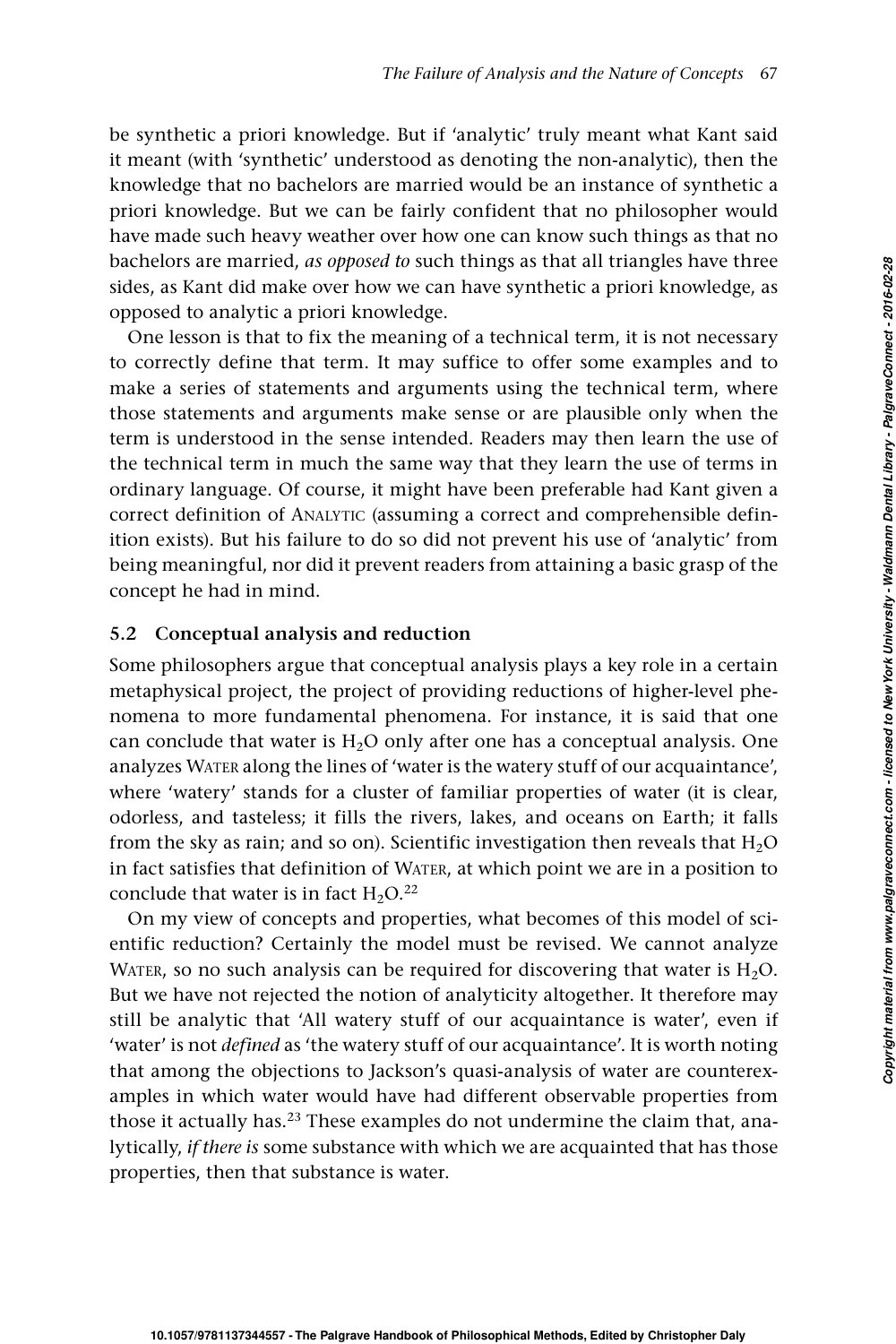be synthetic a priori knowledge. But if 'analytic' truly meant what Kant said it meant (with 'synthetic' understood as denoting the non-analytic), then the knowledge that no bachelors are married would be an instance of synthetic a priori knowledge. But we can be fairly confident that no philosopher would have made such heavy weather over how one can know such things as that no bachelors are married, *as opposed to* such things as that all triangles have three sides, as Kant did make over how we can have synthetic a priori knowledge, as opposed to analytic a priori knowledge.

One lesson is that to fix the meaning of a technical term, it is not necessary to correctly define that term. It may suffice to offer some examples and to make a series of statements and arguments using the technical term, where those statements and arguments make sense or are plausible only when the term is understood in the sense intended. Readers may then learn the use of the technical term in much the same way that they learn the use of terms in ordinary language. Of course, it might have been preferable had Kant given a correct definition of ANALYTIC (assuming a correct and comprehensible definition exists). But his failure to do so did not prevent his use of 'analytic' from being meaningful, nor did it prevent readers from attaining a basic grasp of the concept he had in mind.

### 5.2 Conceptual analysis and reduction

Some philosophers argue that conceptual analysis plays a key role in a certain metaphysical project, the project of providing reductions of higher-level phenomena to more fundamental phenomena. For instance, it is said that one can conclude that water is $H_2O$ only after one has a conceptual analysis. One analyzes WATER along the lines of 'water is the watery stuff of our acquaintance', where 'watery' stands for a cluster of familiar properties of water (it is clear, odorless, and tasteless; it fills the rivers, lakes, and oceans on Earth; it falls from the sky as rain; and so on). Scientific investigation then reveals that $H_2O$ in fact satisfies that definition of WATER, at which point we are in a position to conclude that water is in fact $H_2O$.[22]

On my view of concepts and properties, what becomes of this model of scientific reduction? Certainly the model must be revised. We cannot analyze WATER, so no such analysis can be required for discovering that water is $H_2O$. But we have not rejected the notion of analyticity altogether. It therefore may still be analytic that 'All watery stuff of our acquaintance is water', even if 'water' is not *defined* as 'the watery stuff of our acquaintance'. It is worth noting that among the objections to Jackson's quasi-analysis of water are counterexamples in which water would have had different observable properties from those it actually has.[23] These examples do not undermine the claim that, analytically, *if there is* some substance with which we are acquainted that has those properties, then that substance is water.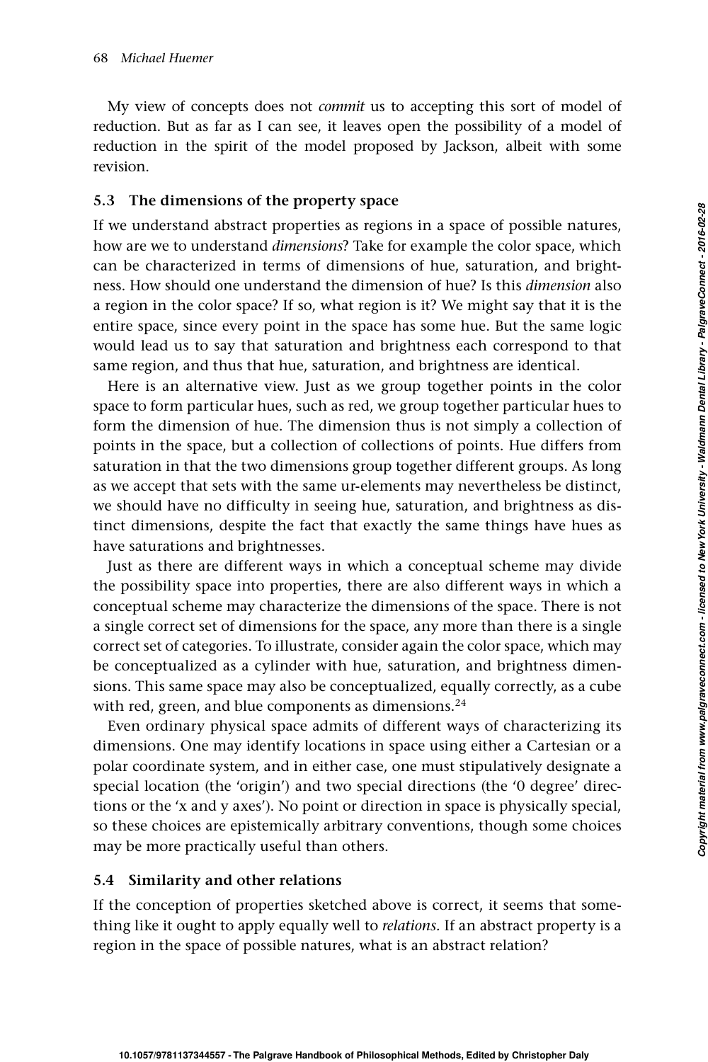My view of concepts does not *commit* us to accepting this sort of model of reduction. But as far as I can see, it leaves open the possibility of a model of reduction in the spirit of the model proposed by Jackson, albeit with some revision.

### 5.3 The dimensions of the property space

If we understand abstract properties as regions in a space of possible natures, how are we to understand *dimensions*? Take for example the color space, which can be characterized in terms of dimensions of hue, saturation, and brightness. How should one understand the dimension of hue? Is this *dimension* also a region in the color space? If so, what region is it? We might say that it is the entire space, since every point in the space has some hue. But the same logic would lead us to say that saturation and brightness each correspond to that same region, and thus that hue, saturation, and brightness are identical.

Here is an alternative view. Just as we group together points in the color space to form particular hues, such as red, we group together particular hues to form the dimension of hue. The dimension thus is not simply a collection of points in the space, but a collection of collections of points. Hue differs from saturation in that the two dimensions group together different groups. As long as we accept that sets with the same ur-elements may nevertheless be distinct, we should have no difficulty in seeing hue, saturation, and brightness as distinct dimensions, despite the fact that exactly the same things have hues as have saturations and brightnesses.

Just as there are different ways in which a conceptual scheme may divide the possibility space into properties, there are also different ways in which a conceptual scheme may characterize the dimensions of the space. There is not a single correct set of dimensions for the space, any more than there is a single correct set of categories. To illustrate, consider again the color space, which may be conceptualized as a cylinder with hue, saturation, and brightness dimensions. This same space may also be conceptualized, equally correctly, as a cube with red, green, and blue components as dimensions.[24]

Even ordinary physical space admits of different ways of characterizing its dimensions. One may identify locations in space using either a Cartesian or a polar coordinate system, and in either case, one must stipulatively designate a special location (the 'origin') and two special directions (the '0 degree' directions or the 'x and y axes'). No point or direction in space is physically special, so these choices are epistemically arbitrary conventions, though some choices may be more practically useful than others.

### 5.4 Similarity and other relations

If the conception of properties sketched above is correct, it seems that something like it ought to apply equally well to *relations*. If an abstract property is a region in the space of possible natures, what is an abstract relation?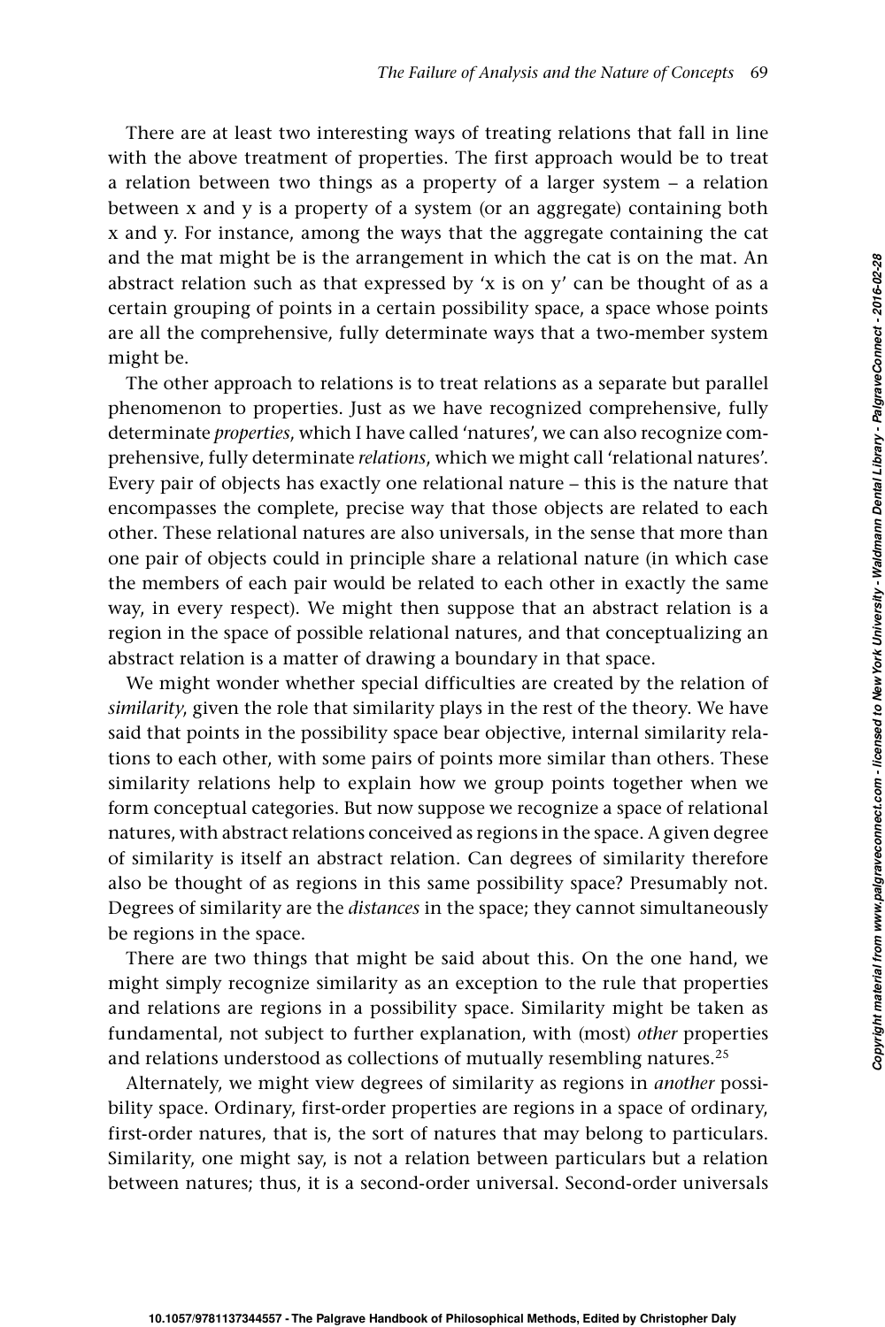There are at least two interesting ways of treating relations that fall in line with the above treatment of properties. The first approach would be to treat a relation between two things as a property of a larger system – a relation between x and y is a property of a system (or an aggregate) containing both x and y. For instance, among the ways that the aggregate containing the cat and the mat might be is the arrangement in which the cat is on the mat. An abstract relation such as that expressed by 'x is on y' can be thought of as a certain grouping of points in a certain possibility space, a space whose points are all the comprehensive, fully determinate ways that a two-member system might be.

The other approach to relations is to treat relations as a separate but parallel phenomenon to properties. Just as we have recognized comprehensive, fully determinate *properties*, which I have called 'natures', we can also recognize comprehensive, fully determinate *relations*, which we might call 'relational natures'. Every pair of objects has exactly one relational nature – this is the nature that encompasses the complete, precise way that those objects are related to each other. These relational natures are also universals, in the sense that more than one pair of objects could in principle share a relational nature (in which case the members of each pair would be related to each other in exactly the same way, in every respect). We might then suppose that an abstract relation is a region in the space of possible relational natures, and that conceptualizing an abstract relation is a matter of drawing a boundary in that space.

We might wonder whether special difficulties are created by the relation of *similarity*, given the role that similarity plays in the rest of the theory. We have said that points in the possibility space bear objective, internal similarity relations to each other, with some pairs of points more similar than others. These similarity relations help to explain how we group points together when we form conceptual categories. But now suppose we recognize a space of relational natures, with abstract relations conceived as regions in the space. A given degree of similarity is itself an abstract relation. Can degrees of similarity therefore also be thought of as regions in this same possibility space? Presumably not. Degrees of similarity are the *distances* in the space; they cannot simultaneously be regions in the space.

There are two things that might be said about this. On the one hand, we might simply recognize similarity as an exception to the rule that properties and relations are regions in a possibility space. Similarity might be taken as fundamental, not subject to further explanation, with (most) *other* properties and relations understood as collections of mutually resembling natures.[25]

Alternately, we might view degrees of similarity as regions in *another* possibility space. Ordinary, first-order properties are regions in a space of ordinary, first-order natures, that is, the sort of natures that may belong to particulars. Similarity, one might say, is not a relation between particulars but a relation between natures; thus, it is a second-order universal. Second-order universals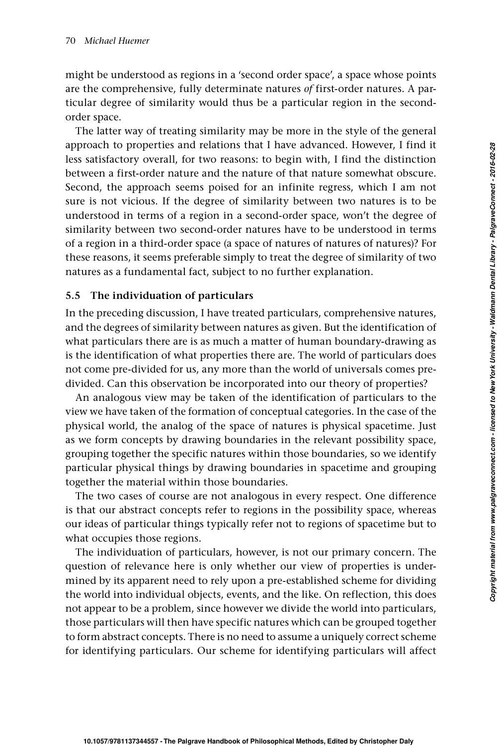might be understood as regions in a 'second order space', a space whose points are the comprehensive, fully determinate natures *of* first-order natures. A particular degree of similarity would thus be a particular region in the second-order space.

The latter way of treating similarity may be more in the style of the general approach to properties and relations that I have advanced. However, I find it less satisfactory overall, for two reasons: to begin with, I find the distinction between a first-order nature and the nature of that nature somewhat obscure. Second, the approach seems poised for an infinite regress, which I am not sure is not vicious. If the degree of similarity between two natures is to be understood in terms of a region in a second-order space, won't the degree of similarity between two second-order natures have to be understood in terms of a region in a third-order space (a space of natures of natures of natures)? For these reasons, it seems preferable simply to treat the degree of similarity of two natures as a fundamental fact, subject to no further explanation.

### 5.5 The individuation of particulars

In the preceding discussion, I have treated particulars, comprehensive natures, and the degrees of similarity between natures as given. But the identification of what particulars there are is as much a matter of human boundary-drawing as is the identification of what properties there are. The world of particulars does not come pre-divided for us, any more than the world of universals comes pre-divided. Can this observation be incorporated into our theory of properties?

An analogous view may be taken of the identification of particulars to the view we have taken of the formation of conceptual categories. In the case of the physical world, the analog of the space of natures is physical spacetime. Just as we form concepts by drawing boundaries in the relevant possibility space, grouping together the specific natures within those boundaries, so we identify particular physical things by drawing boundaries in spacetime and grouping together the material within those boundaries.

The two cases of course are not analogous in every respect. One difference is that our abstract concepts refer to regions in the possibility space, whereas our ideas of particular things typically refer not to regions of spacetime but to what occupies those regions.

The individuation of particulars, however, is not our primary concern. The question of relevance here is only whether our view of properties is undermined by its apparent need to rely upon a pre-established scheme for dividing the world into individual objects, events, and the like. On reflection, this does not appear to be a problem, since however we divide the world into particulars, those particulars will then have specific natures which can be grouped together to form abstract concepts. There is no need to assume a uniquely correct scheme for identifying particulars. Our scheme for identifying particulars will affect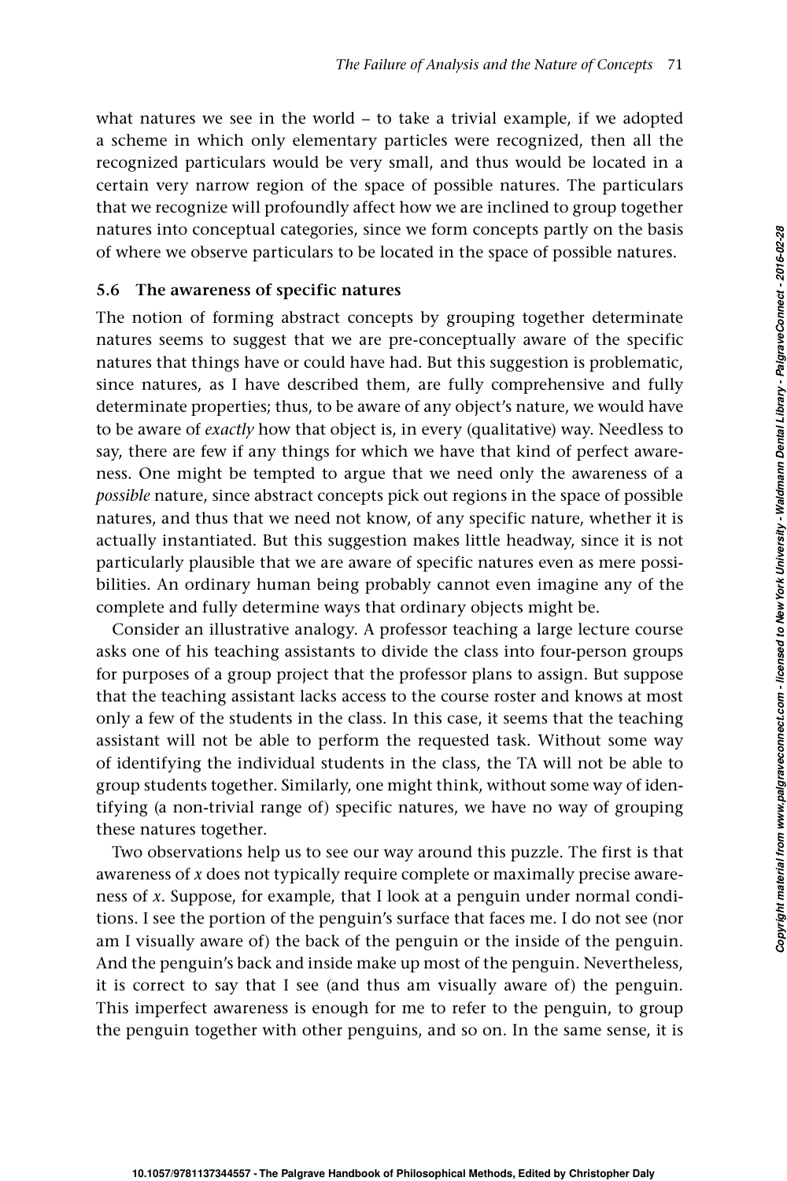what natures we see in the world – to take a trivial example, if we adopted a scheme in which only elementary particles were recognized, then all the recognized particulars would be very small, and thus would be located in a certain very narrow region of the space of possible natures. The particulars that we recognize will profoundly affect how we are inclined to group together natures into conceptual categories, since we form concepts partly on the basis of where we observe particulars to be located in the space of possible natures.

### 5.6 The awareness of specific natures

The notion of forming abstract concepts by grouping together determinate natures seems to suggest that we are pre-conceptually aware of the specific natures that things have or could have had. But this suggestion is problematic, since natures, as I have described them, are fully comprehensive and fully determinate properties; thus, to be aware of any object's nature, we would have to be aware of *exactly* how that object is, in every (qualitative) way. Needless to say, there are few if any things for which we have that kind of perfect awareness. One might be tempted to argue that we need only the awareness of a *possible* nature, since abstract concepts pick out regions in the space of possible natures, and thus that we need not know, of any specific nature, whether it is actually instantiated. But this suggestion makes little headway, since it is not particularly plausible that we are aware of specific natures even as mere possibilities. An ordinary human being probably cannot even imagine any of the complete and fully determine ways that ordinary objects might be.

Consider an illustrative analogy. A professor teaching a large lecture course asks one of his teaching assistants to divide the class into four-person groups for purposes of a group project that the professor plans to assign. But suppose that the teaching assistant lacks access to the course roster and knows at most only a few of the students in the class. In this case, it seems that the teaching assistant will not be able to perform the requested task. Without some way of identifying the individual students in the class, the TA will not be able to group students together. Similarly, one might think, without some way of identifying (a non-trivial range of) specific natures, we have no way of grouping these natures together.

Two observations help us to see our way around this puzzle. The first is that awareness of *x* does not typically require complete or maximally precise awareness of *x*. Suppose, for example, that I look at a penguin under normal conditions. I see the portion of the penguin's surface that faces me. I do not see (nor am I visually aware of) the back of the penguin or the inside of the penguin. And the penguin's back and inside make up most of the penguin. Nevertheless, it is correct to say that I see (and thus am visually aware of) the penguin. This imperfect awareness is enough for me to refer to the penguin, to group the penguin together with other penguins, and so on. In the same sense, it is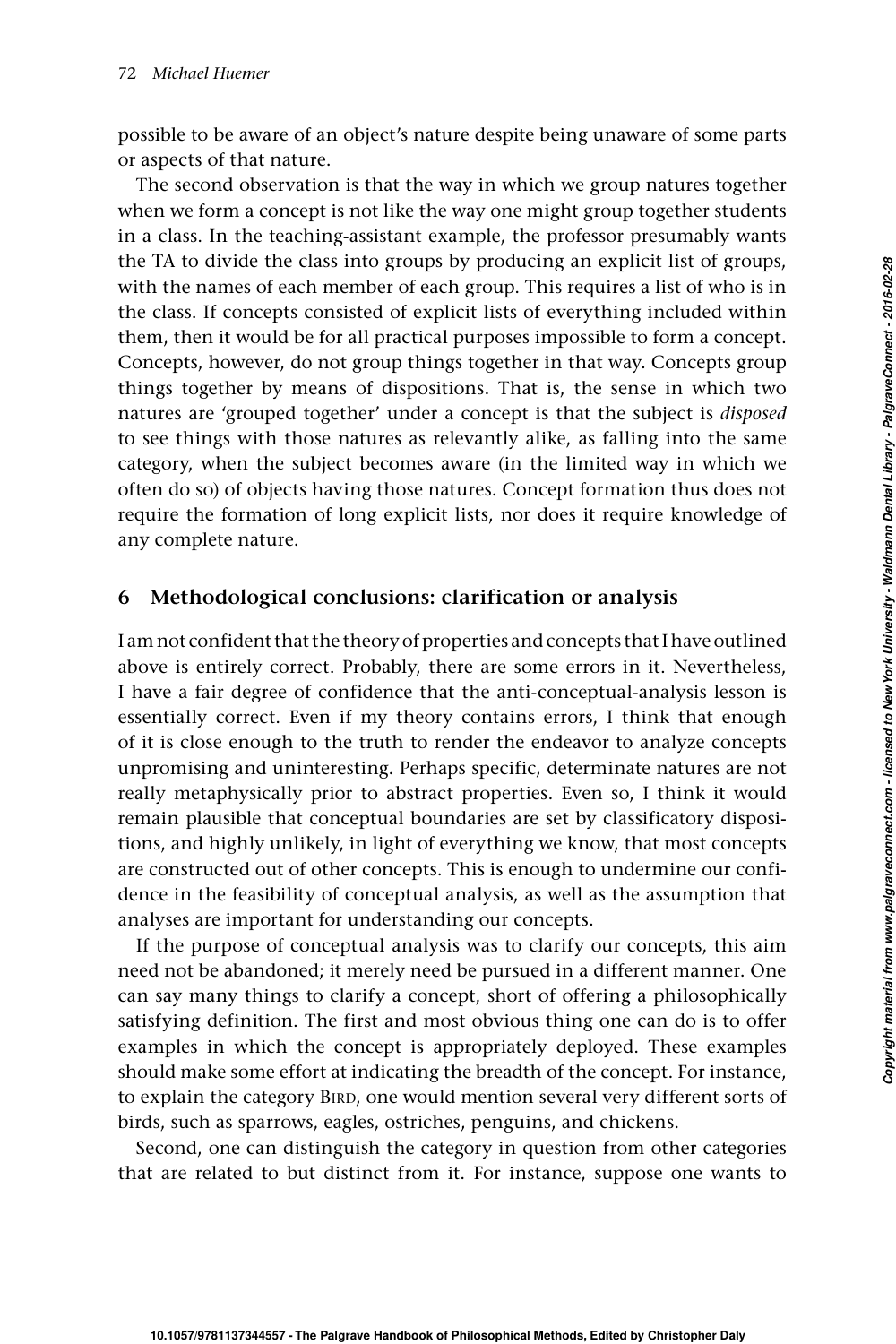possible to be aware of an object's nature despite being unaware of some parts or aspects of that nature.

The second observation is that the way in which we group natures together when we form a concept is not like the way one might group together students in a class. In the teaching-assistant example, the professor presumably wants the TA to divide the class into groups by producing an explicit list of groups, with the names of each member of each group. This requires a list of who is in the class. If concepts consisted of explicit lists of everything included within them, then it would be for all practical purposes impossible to form a concept. Concepts, however, do not group things together in that way. Concepts group things together by means of dispositions. That is, the sense in which two natures are 'grouped together' under a concept is that the subject is *disposed* to see things with those natures as relevantly alike, as falling into the same category, when the subject becomes aware (in the limited way in which we often do so) of objects having those natures. Concept formation thus does not require the formation of long explicit lists, nor does it require knowledge of any complete nature.

## 6 Methodological conclusions: clarification or analysis

I am not confident that the theory of properties and concepts that I have outlined above is entirely correct. Probably, there are some errors in it. Nevertheless, I have a fair degree of confidence that the anti-conceptual-analysis lesson is essentially correct. Even if my theory contains errors, I think that enough of it is close enough to the truth to render the endeavor to analyze concepts unpromising and uninteresting. Perhaps specific, determinate natures are not really metaphysically prior to abstract properties. Even so, I think it would remain plausible that conceptual boundaries are set by classificatory dispositions, and highly unlikely, in light of everything we know, that most concepts are constructed out of other concepts. This is enough to undermine our confidence in the feasibility of conceptual analysis, as well as the assumption that analyses are important for understanding our concepts.

If the purpose of conceptual analysis was to clarify our concepts, this aim need not be abandoned; it merely need be pursued in a different manner. One can say many things to clarify a concept, short of offering a philosophically satisfying definition. The first and most obvious thing one can do is to offer examples in which the concept is appropriately deployed. These examples should make some effort at indicating the breadth of the concept. For instance, to explain the category BIRD, one would mention several very different sorts of birds, such as sparrows, eagles, ostriches, penguins, and chickens.

Second, one can distinguish the category in question from other categories that are related to but distinct from it. For instance, suppose one wants to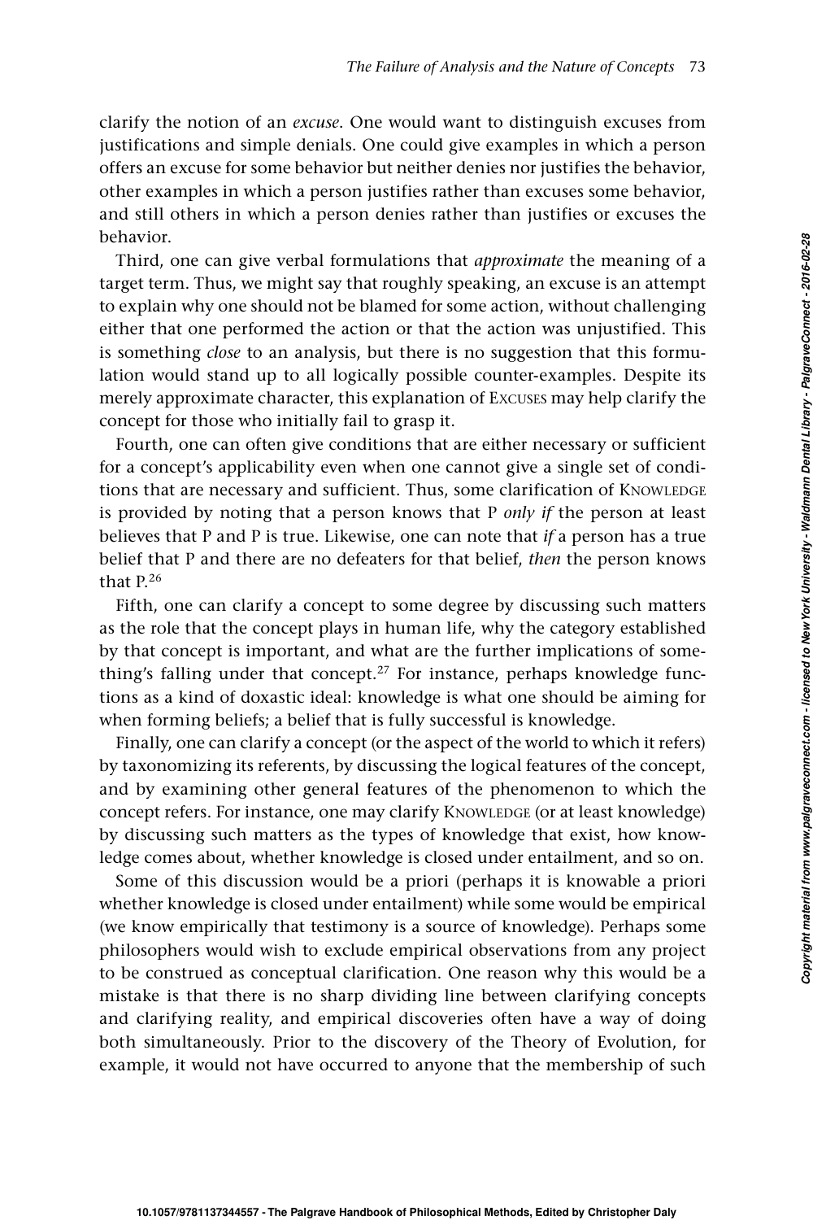clarify the notion of an *excuse*. One would want to distinguish excuses from justifications and simple denials. One could give examples in which a person offers an excuse for some behavior but neither denies nor justifies the behavior, other examples in which a person justifies rather than excuses some behavior, and still others in which a person denies rather than justifies or excuses the behavior.

Third, one can give verbal formulations that *approximate* the meaning of a target term. Thus, we might say that roughly speaking, an excuse is an attempt to explain why one should not be blamed for some action, without challenging either that one performed the action or that the action was unjustified. This is something *close* to an analysis, but there is no suggestion that this formulation would stand up to all logically possible counter-examples. Despite its merely approximate character, this explanation of EXCUSES may help clarify the concept for those who initially fail to grasp it.

Fourth, one can often give conditions that are either necessary or sufficient for a concept's applicability even when one cannot give a single set of conditions that are necessary and sufficient. Thus, some clarification of KNOWLEDGE is provided by noting that a person knows that P *only if* the person at least believes that P and P is true. Likewise, one can note that *if* a person has a true belief that P and there are no defeaters for that belief, *then* the person knows that P.[26]

Fifth, one can clarify a concept to some degree by discussing such matters as the role that the concept plays in human life, why the category established by that concept is important, and what are the further implications of something's falling under that concept.[27] For instance, perhaps knowledge functions as a kind of doxastic ideal: knowledge is what one should be aiming for when forming beliefs; a belief that is fully successful is knowledge.

Finally, one can clarify a concept (or the aspect of the world to which it refers) by taxonomizing its referents, by discussing the logical features of the concept, and by examining other general features of the phenomenon to which the concept refers. For instance, one may clarify KNOWLEDGE (or at least knowledge) by discussing such matters as the types of knowledge that exist, how knowledge comes about, whether knowledge is closed under entailment, and so on.

Some of this discussion would be a priori (perhaps it is knowable a priori whether knowledge is closed under entailment) while some would be empirical (we know empirically that testimony is a source of knowledge). Perhaps some philosophers would wish to exclude empirical observations from any project to be construed as conceptual clarification. One reason why this would be a mistake is that there is no sharp dividing line between clarifying concepts and clarifying reality, and empirical discoveries often have a way of doing both simultaneously. Prior to the discovery of the Theory of Evolution, for example, it would not have occurred to anyone that the membership of such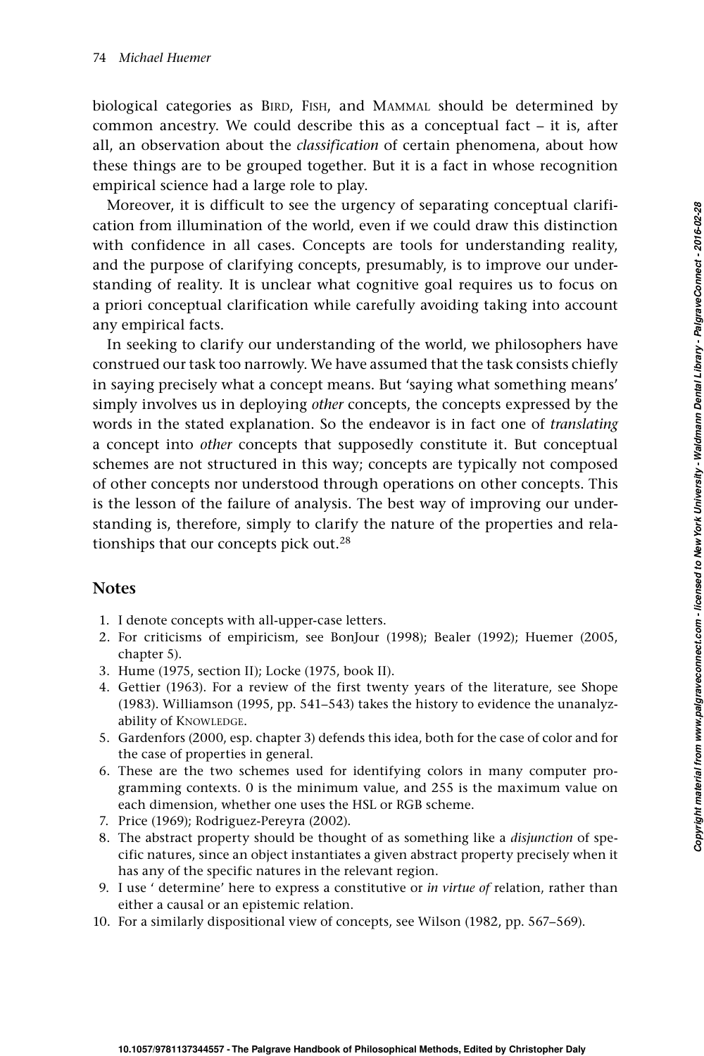biological categories as BIRD, FISH, and MAMMAL should be determined by common ancestry. We could describe this as a conceptual fact – it is, after all, an observation about the *classification* of certain phenomena, about how these things are to be grouped together. But it is a fact in whose recognition empirical science had a large role to play.

Moreover, it is difficult to see the urgency of separating conceptual clarification from illumination of the world, even if we could draw this distinction with confidence in all cases. Concepts are tools for understanding reality, and the purpose of clarifying concepts, presumably, is to improve our understanding of reality. It is unclear what cognitive goal requires us to focus on a priori conceptual clarification while carefully avoiding taking into account any empirical facts.

In seeking to clarify our understanding of the world, we philosophers have construed our task too narrowly. We have assumed that the task consists chiefly in saying precisely what a concept means. But 'saying what something means' simply involves us in deploying *other* concepts, the concepts expressed by the words in the stated explanation. So the endeavor is in fact one of *translating* a concept into *other* concepts that supposedly constitute it. But conceptual schemes are not structured in this way; concepts are typically not composed of other concepts nor understood through operations on other concepts. This is the lesson of the failure of analysis. The best way of improving our understanding is, therefore, simply to clarify the nature of the properties and relationships that our concepts pick out.[28]

## Notes

1. I denote concepts with all-upper-case letters.
2. For criticisms of empiricism, see BonJour (1998); Bealer (1992); Huemer (2005, chapter 5).
3. Hume (1975, section II); Locke (1975, book II).
4. Gettier (1963). For a review of the first twenty years of the literature, see Shope (1983). Williamson (1995, pp. 541–543) takes the history to evidence the unanalyzability of KNOWLEDGE.
5. Gardenfors (2000, esp. chapter 3) defends this idea, both for the case of color and for the case of properties in general.
6. These are the two schemes used for identifying colors in many computer programming contexts. 0 is the minimum value, and 255 is the maximum value on each dimension, whether one uses the HSL or RGB scheme.
7. Price (1969); Rodriguez-Pereyra (2002).
8. The abstract property should be thought of as something like a *disjunction* of specific natures, since an object instantiates a given abstract property precisely when it has any of the specific natures in the relevant region.
9. I use ' determine' here to express a constitutive or *in virtue of* relation, rather than either a causal or an epistemic relation.
10. For a similarly dispositional view of concepts, see Wilson (1982, pp. 567–569).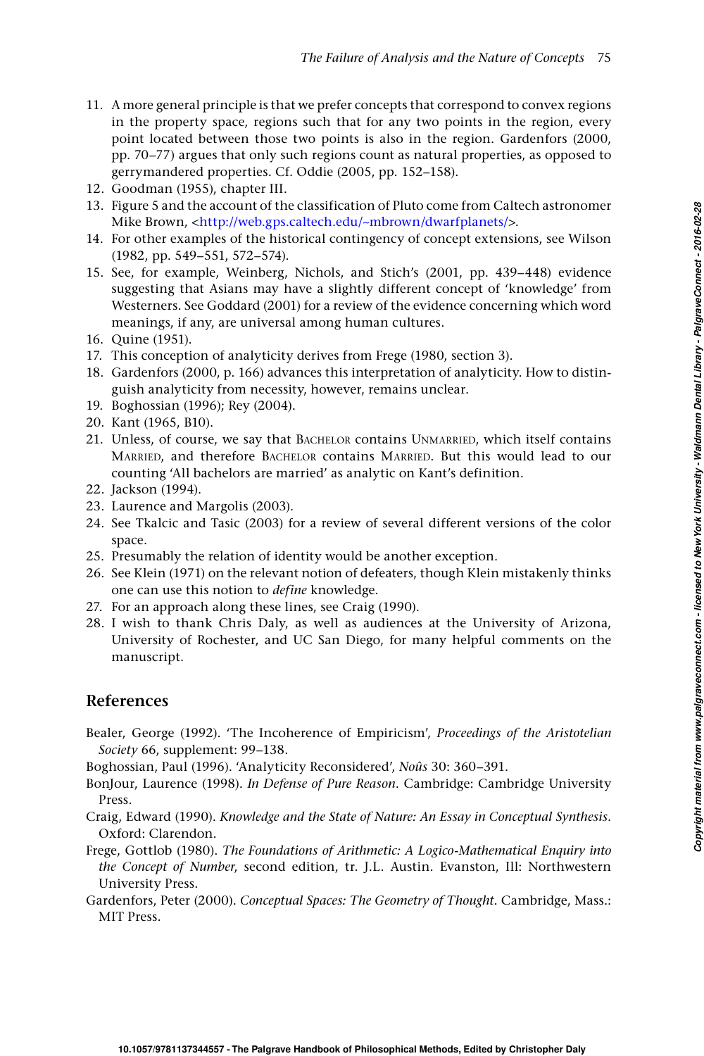11. A more general principle is that we prefer concepts that correspond to convex regions in the property space, regions such that for any two points in the region, every point located between those two points is also in the region. Gardenfors (2000, pp. 70–77) argues that only such regions count as natural properties, as opposed to gerrymandered properties. Cf. Oddie (2005, pp. 152–158).
12. Goodman (1955), chapter III.
13. Figure 5 and the account of the classification of Pluto come from Caltech astronomer Mike Brown, <http://web.gps.caltech.edu/~mbrown/dwarfplanets/>.
14. For other examples of the historical contingency of concept extensions, see Wilson (1982, pp. 549–551, 572–574).
15. See, for example, Weinberg, Nichols, and Stich's (2001, pp. 439–448) evidence suggesting that Asians may have a slightly different concept of 'knowledge' from Westerners. See Goddard (2001) for a review of the evidence concerning which word meanings, if any, are universal among human cultures.
16. Quine (1951).
17. This conception of analyticity derives from Frege (1980, section 3).
18. Gardenfors (2000, p. 166) advances this interpretation of analyticity. How to distinguish analyticity from necessity, however, remains unclear.
19. Boghossian (1996); Rey (2004).
20. Kant (1965, B10).
21. Unless, of course, we say that BACHELOR contains UNMARRIED, which itself contains MARRIED, and therefore BACHELOR contains MARRIED. But this would lead to our counting 'All bachelors are married' as analytic on Kant's definition.
22. Jackson (1994).
23. Laurence and Margolis (2003).
24. See Tkalcic and Tasic (2003) for a review of several different versions of the color space.
25. Presumably the relation of identity would be another exception.
26. See Klein (1971) on the relevant notion of defeaters, though Klein mistakenly thinks one can use this notion to *define* knowledge.
27. For an approach along these lines, see Craig (1990).
28. I wish to thank Chris Daly, as well as audiences at the University of Arizona, University of Rochester, and UC San Diego, for many helpful comments on the manuscript.

## References

Bealer, George (1992). 'The Incoherence of Empiricism', *Proceedings of the Aristotelian Society* 66, supplement: 99–138.

Boghossian, Paul (1996). 'Analyticity Reconsidered', *Noûs* 30: 360–391.

BonJour, Laurence (1998). *In Defense of Pure Reason*. Cambridge: Cambridge University Press.

Craig, Edward (1990). *Knowledge and the State of Nature: An Essay in Conceptual Synthesis*. Oxford: Clarendon.

Frege, Gottlob (1980). *The Foundations of Arithmetic: A Logico-Mathematical Enquiry into the Concept of Number*, second edition, tr. J.L. Austin. Evanston, Ill: Northwestern University Press.

Gardenfors, Peter (2000). *Conceptual Spaces: The Geometry of Thought*. Cambridge, Mass.: MIT Press.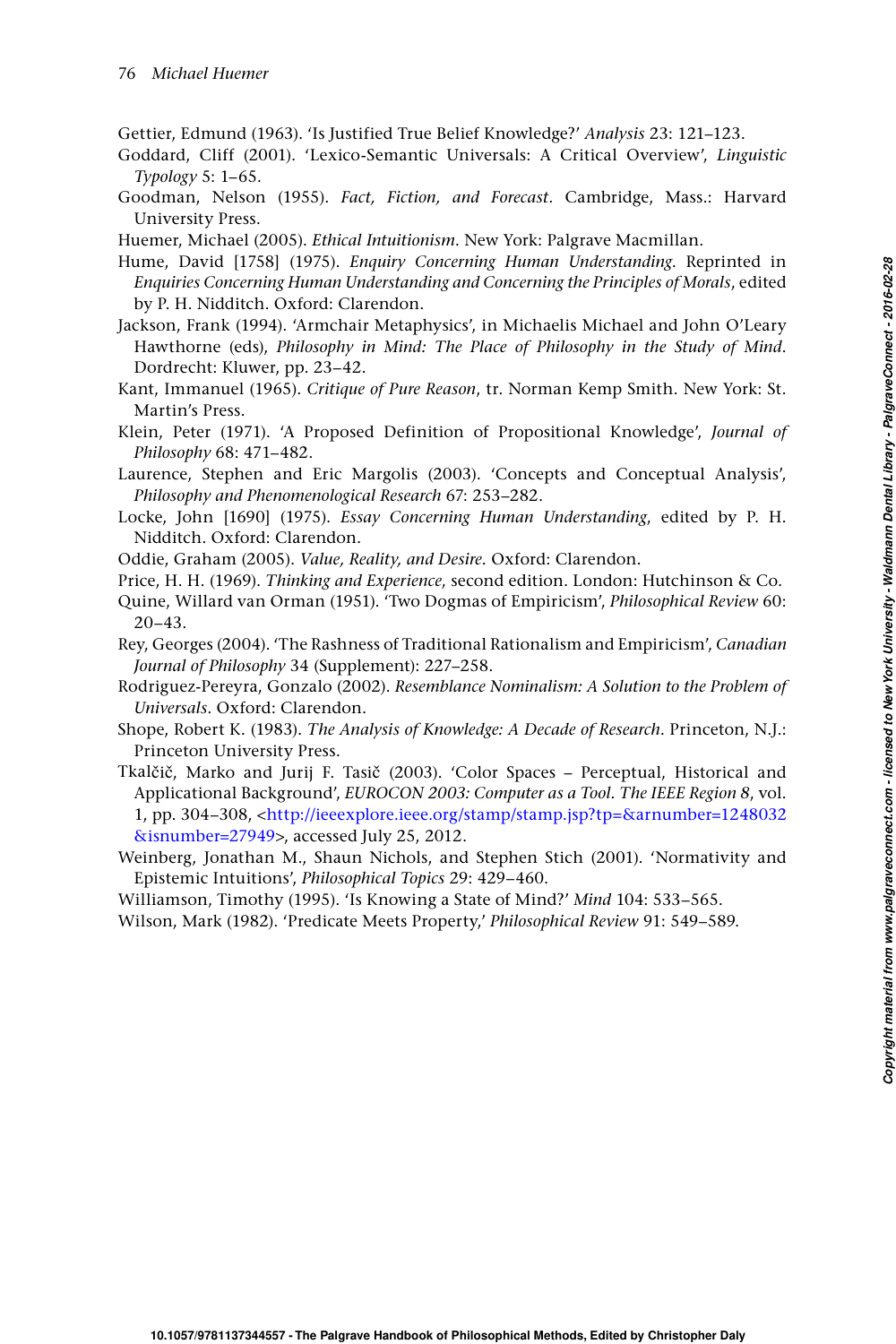Gettier, Edmund (1963). 'Is Justified True Belief Knowledge?' *Analysis* 23: 121–123.

Goddard, Cliff (2001). 'Lexico-Semantic Universals: A Critical Overview', *Linguistic Typology* 5: 1–65.

Goodman, Nelson (1955). *Fact, Fiction, and Forecast*. Cambridge, Mass.: Harvard University Press.

Huemer, Michael (2005). *Ethical Intuitionism*. New York: Palgrave Macmillan.

Hume, David [1758] (1975). *Enquiry Concerning Human Understanding.* Reprinted in *Enquiries Concerning Human Understanding and Concerning the Principles of Morals*, edited by P. H. Nidditch. Oxford: Clarendon.

Jackson, Frank (1994). 'Armchair Metaphysics', in Michaelis Michael and John O'Leary Hawthorne (eds), *Philosophy in Mind: The Place of Philosophy in the Study of Mind*. Dordrecht: Kluwer, pp. 23–42.

Kant, Immanuel (1965). *Critique of Pure Reason*, tr. Norman Kemp Smith. New York: St. Martin's Press.

Klein, Peter (1971). 'A Proposed Definition of Propositional Knowledge', *Journal of Philosophy* 68: 471–482.

Laurence, Stephen and Eric Margolis (2003). 'Concepts and Conceptual Analysis', *Philosophy and Phenomenological Research* 67: 253–282.

Locke, John [1690] (1975). *Essay Concerning Human Understanding*, edited by P. H. Nidditch. Oxford: Clarendon.

Oddie, Graham (2005). *Value, Reality, and Desire*. Oxford: Clarendon.

Price, H. H. (1969). *Thinking and Experience*, second edition. London: Hutchinson & Co.

Quine, Willard van Orman (1951). 'Two Dogmas of Empiricism', *Philosophical Review* 60: 20–43.

Rey, Georges (2004). 'The Rashness of Traditional Rationalism and Empiricism', *Canadian Journal of Philosophy* 34 (Supplement): 227–258.

Rodriguez-Pereyra, Gonzalo (2002). *Resemblance Nominalism: A Solution to the Problem of Universals*. Oxford: Clarendon.

Shope, Robert K. (1983). *The Analysis of Knowledge: A Decade of Research*. Princeton, N.J.: Princeton University Press.

Tkalčič, Marko and Jurij F. Tasič (2003). 'Color Spaces – Perceptual, Historical and Applicational Background', *EUROCON 2003: Computer as a Tool. The IEEE Region 8*, vol. 1, pp. 304–308, <http://ieeexplore.ieee.org/stamp/stamp.jsp?tp=&arnumber=1248032&isnumber=27949>, accessed July 25, 2012.

Weinberg, Jonathan M., Shaun Nichols, and Stephen Stich (2001). 'Normativity and Epistemic Intuitions', *Philosophical Topics* 29: 429–460.

Williamson, Timothy (1995). 'Is Knowing a State of Mind?' *Mind* 104: 533–565.

Wilson, Mark (1982). 'Predicate Meets Property,' *Philosophical Review* 91: 549–589.